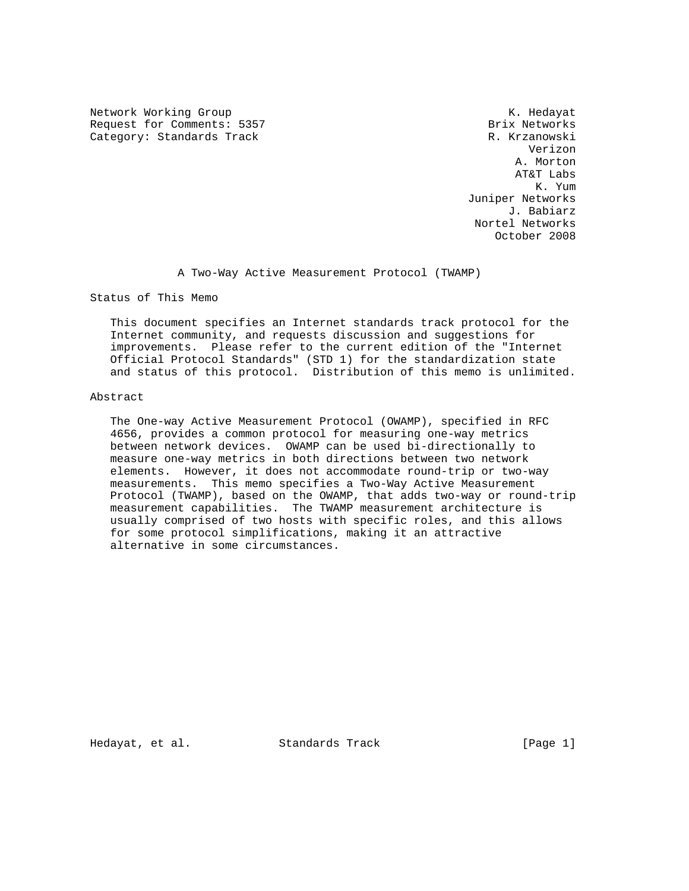Network Working Group K. Hedayat
Request for Comments: 5357 Brix Networks
Category: Standards Track R. Krzanowski
Verizon
A. Morton
AT&T Labs
K. Yum
Juniper Networks
J. Babiarz
Nortel Networks
October 2008

# A Two-Way Active Measurement Protocol (TWAMP)

## Status of This Memo

This document specifies an Internet standards track protocol for the Internet community, and requests discussion and suggestions for improvements. Please refer to the current edition of the "Internet Official Protocol Standards" (STD 1) for the standardization state and status of this protocol. Distribution of this memo is unlimited.

## Abstract

The One-way Active Measurement Protocol (OWAMP), specified in RFC 4656, provides a common protocol for measuring one-way metrics between network devices. OWAMP can be used bi-directionally to measure one-way metrics in both directions between two network elements. However, it does not accommodate round-trip or two-way measurements. This memo specifies a Two-Way Active Measurement Protocol (TWAMP), based on the OWAMP, that adds two-way or round-trip measurement capabilities. The TWAMP measurement architecture is usually comprised of two hosts with specific roles, and this allows for some protocol simplifications, making it an attractive alternative in some circumstances.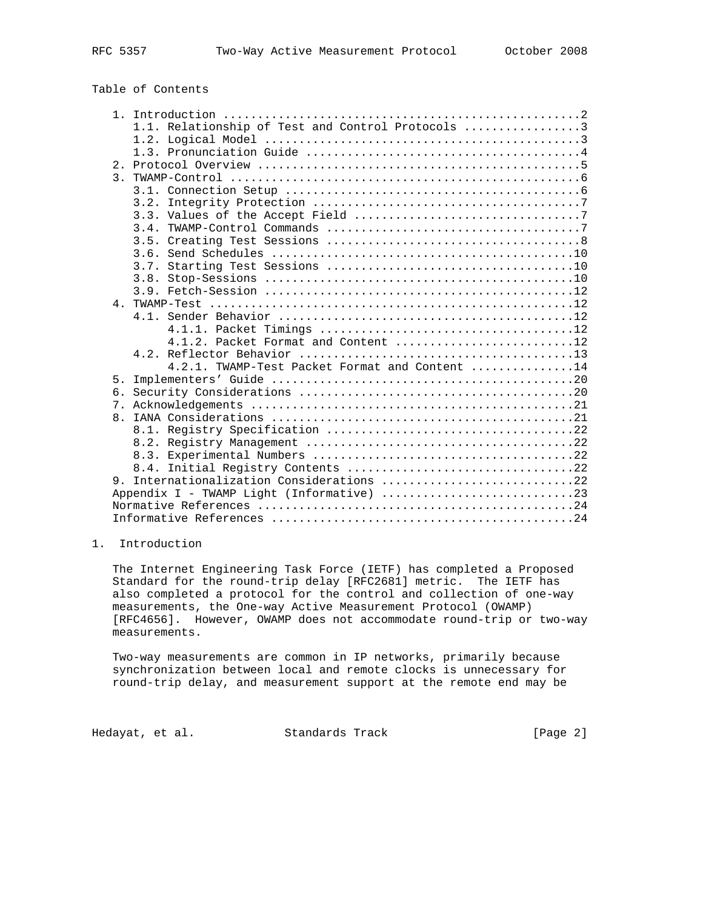Table of Contents

```
   1. Introduction ....................................................2
      1.1. Relationship of Test and Control Protocols .................3
      1.2. Logical Model ..............................................3
      1.3. Pronunciation Guide ........................................4
   2. Protocol Overview ...............................................5
   3. TWAMP-Control ...................................................6
      3.1. Connection Setup ...........................................6
      3.2. Integrity Protection .......................................7
      3.3. Values of the Accept Field .................................7
      3.4. TWAMP-Control Commands .....................................7
      3.5. Creating Test Sessions .....................................8
      3.6. Send Schedules ............................................10
      3.7. Starting Test Sessions ....................................10
      3.8. Stop-Sessions .............................................10
      3.9. Fetch-Session .............................................12
   4. TWAMP-Test .....................................................12
      4.1. Sender Behavior ...........................................12
           4.1.1. Packet Timings .....................................12
           4.1.2. Packet Format and Content ..........................12
      4.2. Reflector Behavior ........................................13
           4.2.1. TWAMP-Test Packet Format and Content ...............14
   5. Implementers' Guide ............................................20
   6. Security Considerations ........................................20
   7. Acknowledgements ...............................................21
   8. IANA Considerations ............................................21
      8.1. Registry Specification ....................................22
      8.2. Registry Management .......................................22
      8.3. Experimental Numbers ......................................22
      8.4. Initial Registry Contents .................................22
   9. Internationalization Considerations ............................22
   Appendix I - TWAMP Light (Informative) ............................23
   Normative References ..............................................24
   Informative References ............................................24
```

# 1. Introduction

The Internet Engineering Task Force (IETF) has completed a Proposed Standard for the round-trip delay [RFC2681] metric. The IETF has also completed a protocol for the control and collection of one-way measurements, the One-way Active Measurement Protocol (OWAMP) [RFC4656]. However, OWAMP does not accommodate round-trip or two-way measurements.

Two-way measurements are common in IP networks, primarily because synchronization between local and remote clocks is unnecessary for round-trip delay, and measurement support at the remote end may be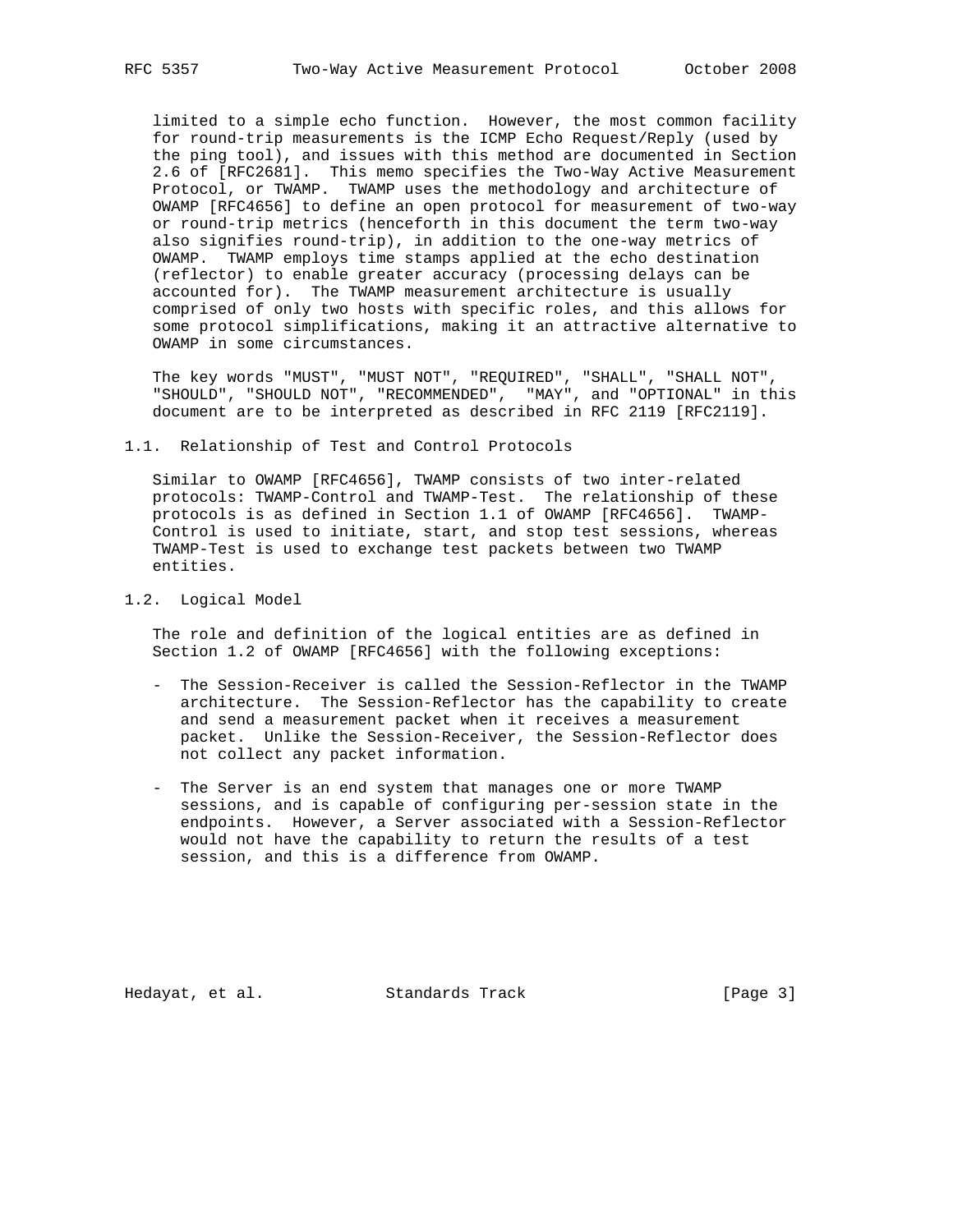limited to a simple echo function. However, the most common facility for round-trip measurements is the ICMP Echo Request/Reply (used by the ping tool), and issues with this method are documented in Section 2.6 of [RFC2681]. This memo specifies the Two-Way Active Measurement Protocol, or TWAMP. TWAMP uses the methodology and architecture of OWAMP [RFC4656] to define an open protocol for measurement of two-way or round-trip metrics (henceforth in this document the term two-way also signifies round-trip), in addition to the one-way metrics of OWAMP. TWAMP employs time stamps applied at the echo destination (reflector) to enable greater accuracy (processing delays can be accounted for). The TWAMP measurement architecture is usually comprised of only two hosts with specific roles, and this allows for some protocol simplifications, making it an attractive alternative to OWAMP in some circumstances.

The key words "MUST", "MUST NOT", "REQUIRED", "SHALL", "SHALL NOT", "SHOULD", "SHOULD NOT", "RECOMMENDED", "MAY", and "OPTIONAL" in this document are to be interpreted as described in RFC 2119 [RFC2119].

## 1.1. Relationship of Test and Control Protocols

Similar to OWAMP [RFC4656], TWAMP consists of two inter-related protocols: TWAMP-Control and TWAMP-Test. The relationship of these protocols is as defined in Section 1.1 of OWAMP [RFC4656]. TWAMP-Control is used to initiate, start, and stop test sessions, whereas TWAMP-Test is used to exchange test packets between two TWAMP entities.

## 1.2. Logical Model

The role and definition of the logical entities are as defined in Section 1.2 of OWAMP [RFC4656] with the following exceptions:

- The Session-Receiver is called the Session-Reflector in the TWAMP architecture. The Session-Reflector has the capability to create and send a measurement packet when it receives a measurement packet. Unlike the Session-Receiver, the Session-Reflector does not collect any packet information.

- The Server is an end system that manages one or more TWAMP sessions, and is capable of configuring per-session state in the endpoints. However, a Server associated with a Session-Reflector would not have the capability to return the results of a test session, and this is a difference from OWAMP.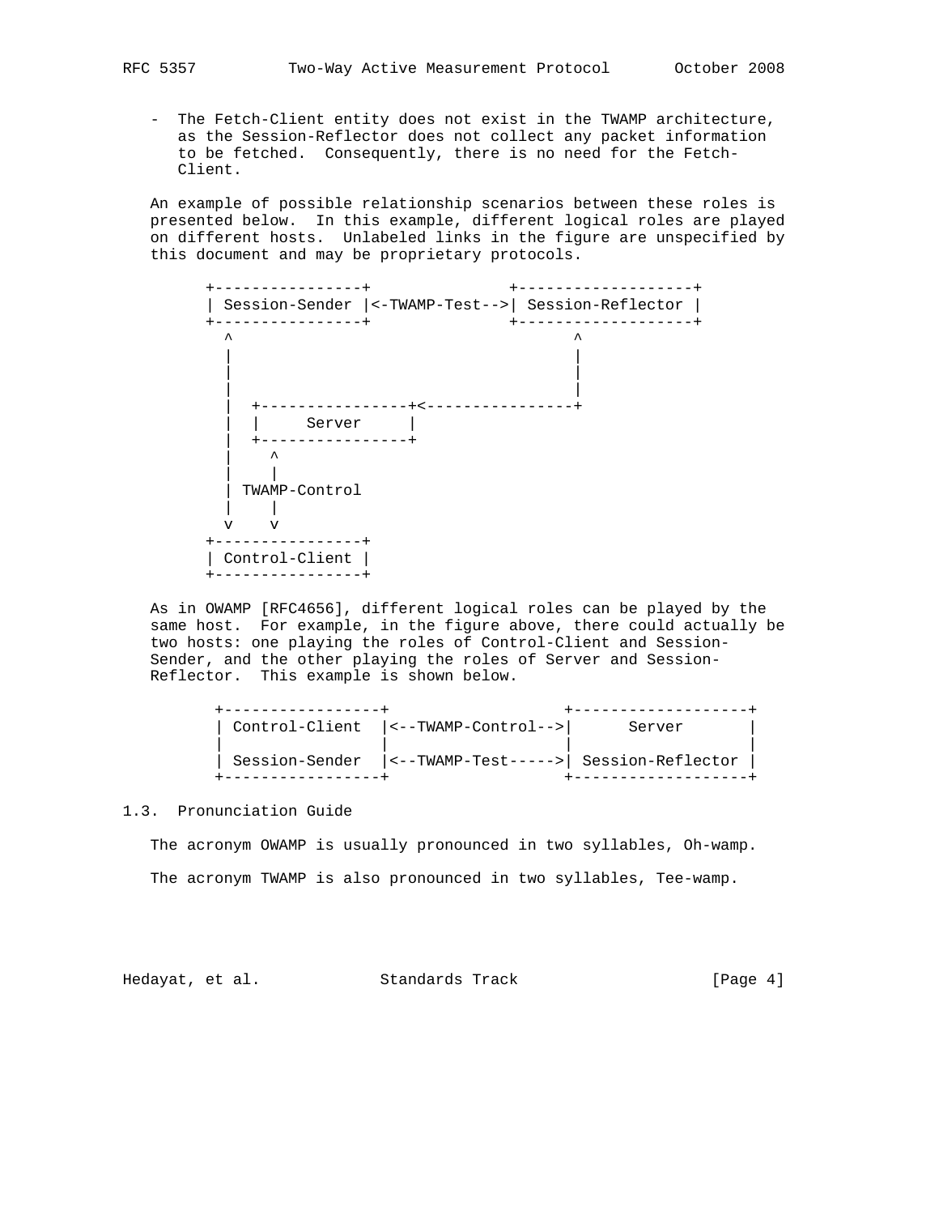- The Fetch-Client entity does not exist in the TWAMP architecture, as the Session-Reflector does not collect any packet information to be fetched. Consequently, there is no need for the Fetch-Client.

An example of possible relationship scenarios between these roles is presented below. In this example, different logical roles are played on different hosts. Unlabeled links in the figure are unspecified by this document and may be proprietary protocols.

```
+----------------+               +-------------------+
| Session-Sender |<-TWAMP-Test-->| Session-Reflector |
+----------------+               +-------------------+
  ^                                     ^
  |                                     |
  |                                     |
  |                                     |
  |  +----------------+<----------------+
  |  |     Server     |
  |  +----------------+
  |    ^
  |    |
  | TWAMP-Control
  |    |
  v    v
+----------------+
| Control-Client |
+----------------+
```

As in OWAMP [RFC4656], different logical roles can be played by the same host. For example, in the figure above, there could actually be two hosts: one playing the roles of Control-Client and Session-Sender, and the other playing the roles of Server and Session-Reflector. This example is shown below.

```
+-----------------+                   +-------------------+
| Control-Client  |<--TWAMP-Control-->|      Server       |
|                 |                   |                   |
| Session-Sender  |<--TWAMP-Test----->| Session-Reflector |
+-----------------+                   +-------------------+
```

### 1.3. Pronunciation Guide

The acronym OWAMP is usually pronounced in two syllables, Oh-wamp.

The acronym TWAMP is also pronounced in two syllables, Tee-wamp.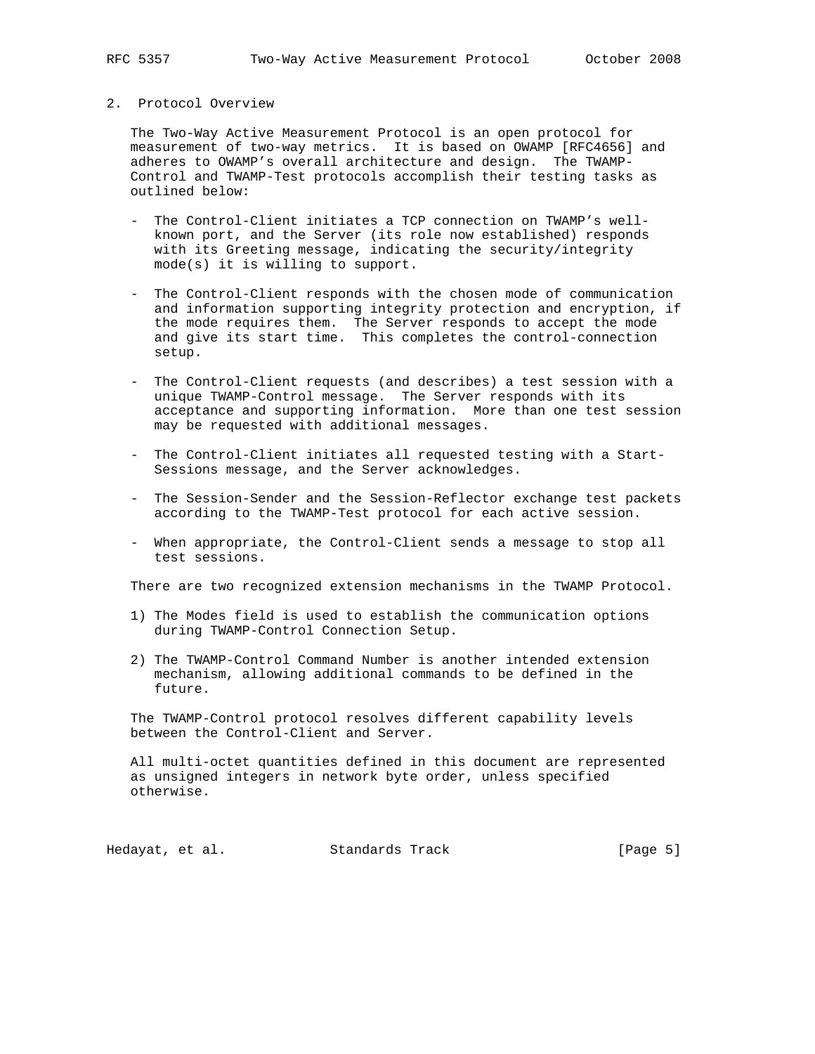## 2. Protocol Overview

The Two-Way Active Measurement Protocol is an open protocol for measurement of two-way metrics. It is based on OWAMP [RFC4656] and adheres to OWAMP's overall architecture and design. The TWAMP-Control and TWAMP-Test protocols accomplish their testing tasks as outlined below:

- The Control-Client initiates a TCP connection on TWAMP's well-known port, and the Server (its role now established) responds with its Greeting message, indicating the security/integrity mode(s) it is willing to support.

- The Control-Client responds with the chosen mode of communication and information supporting integrity protection and encryption, if the mode requires them. The Server responds to accept the mode and give its start time. This completes the control-connection setup.

- The Control-Client requests (and describes) a test session with a unique TWAMP-Control message. The Server responds with its acceptance and supporting information. More than one test session may be requested with additional messages.

- The Control-Client initiates all requested testing with a Start-Sessions message, and the Server acknowledges.

- The Session-Sender and the Session-Reflector exchange test packets according to the TWAMP-Test protocol for each active session.

- When appropriate, the Control-Client sends a message to stop all test sessions.

There are two recognized extension mechanisms in the TWAMP Protocol.

1) The Modes field is used to establish the communication options during TWAMP-Control Connection Setup.

2) The TWAMP-Control Command Number is another intended extension mechanism, allowing additional commands to be defined in the future.

The TWAMP-Control protocol resolves different capability levels between the Control-Client and Server.

All multi-octet quantities defined in this document are represented as unsigned integers in network byte order, unless specified otherwise.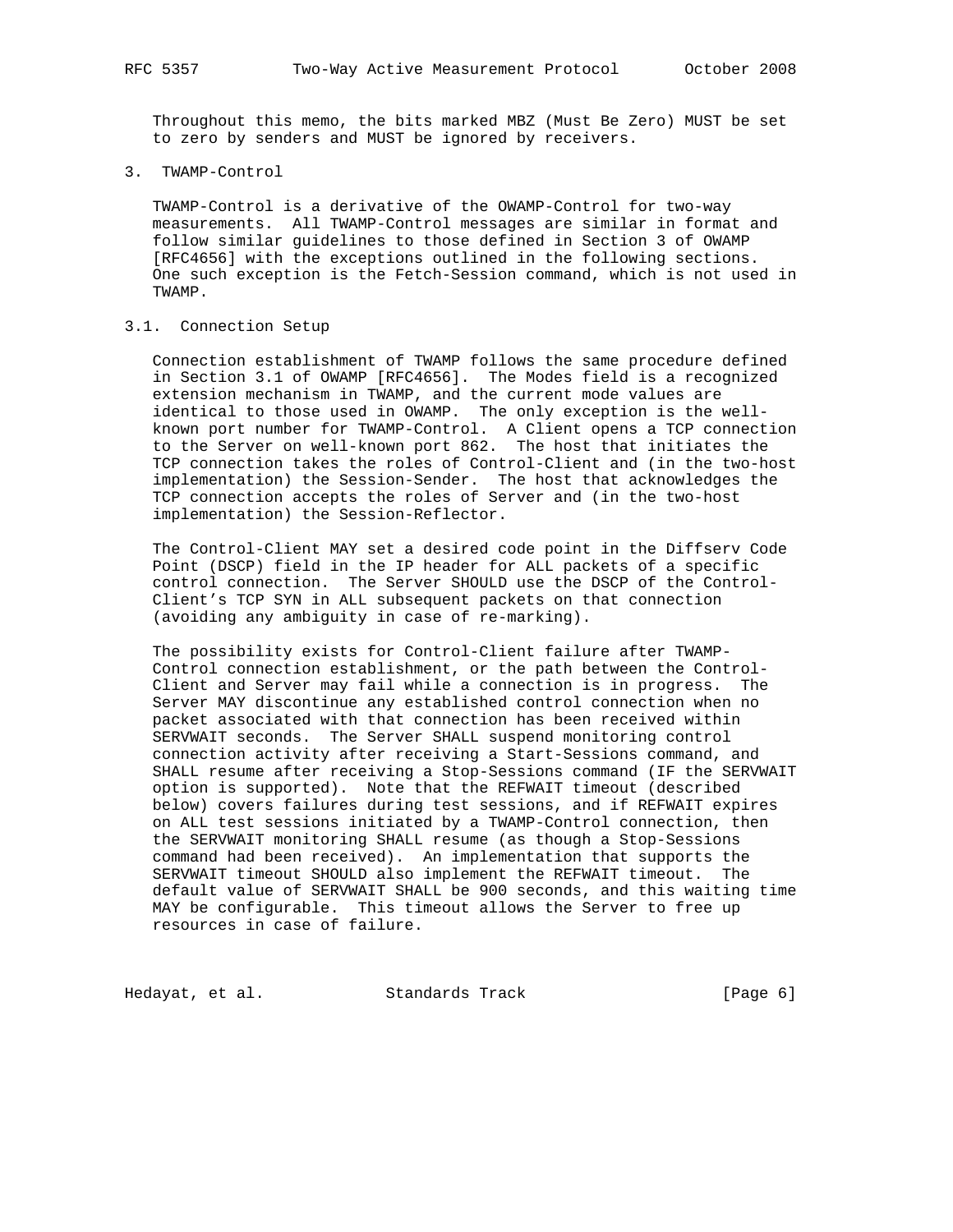Throughout this memo, the bits marked MBZ (Must Be Zero) MUST be set to zero by senders and MUST be ignored by receivers.

# 3. TWAMP-Control

TWAMP-Control is a derivative of the OWAMP-Control for two-way measurements. All TWAMP-Control messages are similar in format and follow similar guidelines to those defined in Section 3 of OWAMP [RFC4656] with the exceptions outlined in the following sections. One such exception is the Fetch-Session command, which is not used in TWAMP.

## 3.1. Connection Setup

Connection establishment of TWAMP follows the same procedure defined in Section 3.1 of OWAMP [RFC4656]. The Modes field is a recognized extension mechanism in TWAMP, and the current mode values are identical to those used in OWAMP. The only exception is the well-known port number for TWAMP-Control. A Client opens a TCP connection to the Server on well-known port 862. The host that initiates the TCP connection takes the roles of Control-Client and (in the two-host implementation) the Session-Sender. The host that acknowledges the TCP connection accepts the roles of Server and (in the two-host implementation) the Session-Reflector.

The Control-Client MAY set a desired code point in the Diffserv Code Point (DSCP) field in the IP header for ALL packets of a specific control connection. The Server SHOULD use the DSCP of the Control-Client's TCP SYN in ALL subsequent packets on that connection (avoiding any ambiguity in case of re-marking).

The possibility exists for Control-Client failure after TWAMP-Control connection establishment, or the path between the Control-Client and Server may fail while a connection is in progress. The Server MAY discontinue any established control connection when no packet associated with that connection has been received within SERVWAIT seconds. The Server SHALL suspend monitoring control connection activity after receiving a Start-Sessions command, and SHALL resume after receiving a Stop-Sessions command (IF the SERVWAIT option is supported). Note that the REFWAIT timeout (described below) covers failures during test sessions, and if REFWAIT expires on ALL test sessions initiated by a TWAMP-Control connection, then the SERVWAIT monitoring SHALL resume (as though a Stop-Sessions command had been received). An implementation that supports the SERVWAIT timeout SHOULD also implement the REFWAIT timeout. The default value of SERVWAIT SHALL be 900 seconds, and this waiting time MAY be configurable. This timeout allows the Server to free up resources in case of failure.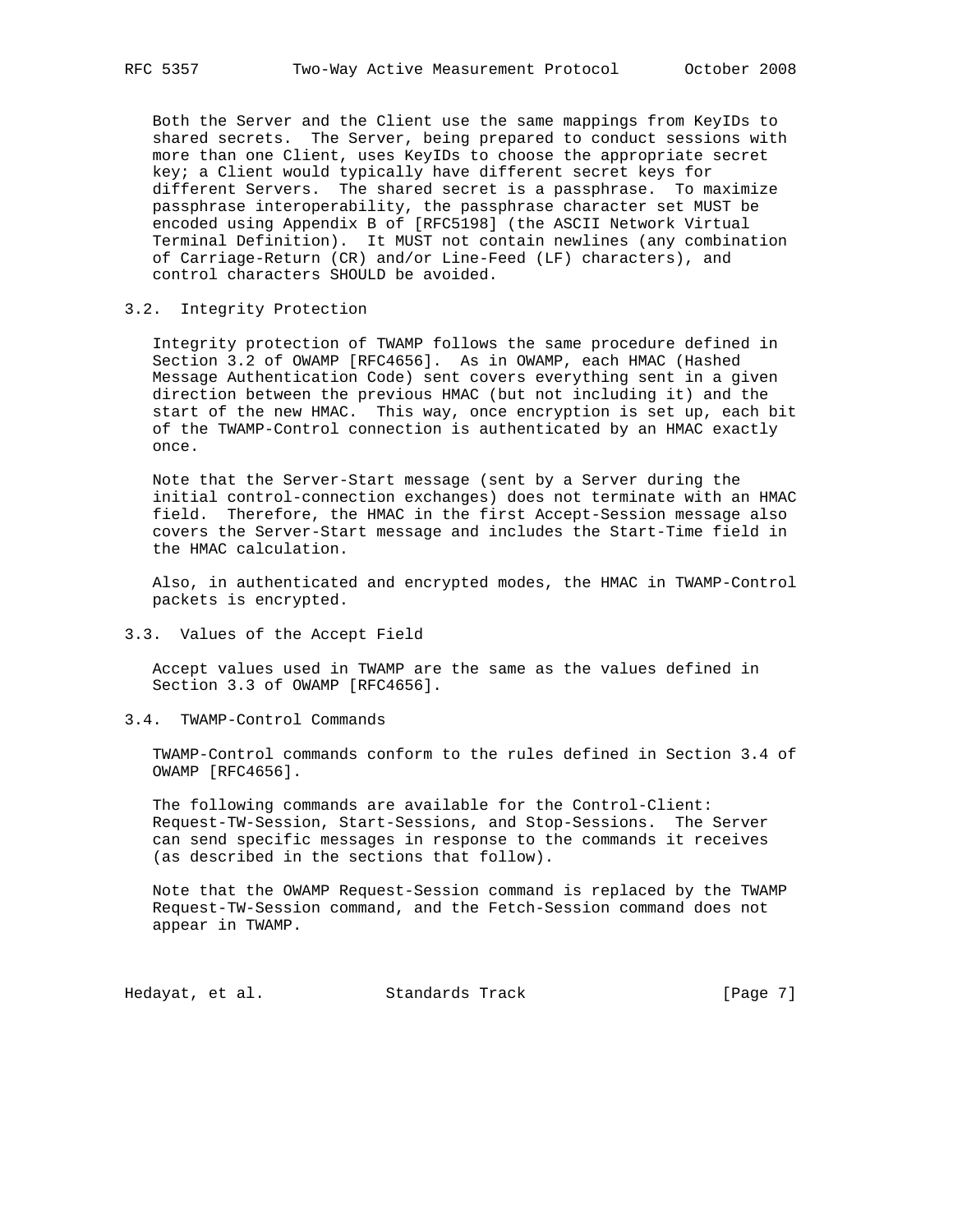Both the Server and the Client use the same mappings from KeyIDs to shared secrets. The Server, being prepared to conduct sessions with more than one Client, uses KeyIDs to choose the appropriate secret key; a Client would typically have different secret keys for different Servers. The shared secret is a passphrase. To maximize passphrase interoperability, the passphrase character set MUST be encoded using Appendix B of [RFC5198] (the ASCII Network Virtual Terminal Definition). It MUST not contain newlines (any combination of Carriage-Return (CR) and/or Line-Feed (LF) characters), and control characters SHOULD be avoided.

### 3.2. Integrity Protection

Integrity protection of TWAMP follows the same procedure defined in Section 3.2 of OWAMP [RFC4656]. As in OWAMP, each HMAC (Hashed Message Authentication Code) sent covers everything sent in a given direction between the previous HMAC (but not including it) and the start of the new HMAC. This way, once encryption is set up, each bit of the TWAMP-Control connection is authenticated by an HMAC exactly once.

Note that the Server-Start message (sent by a Server during the initial control-connection exchanges) does not terminate with an HMAC field. Therefore, the HMAC in the first Accept-Session message also covers the Server-Start message and includes the Start-Time field in the HMAC calculation.

Also, in authenticated and encrypted modes, the HMAC in TWAMP-Control packets is encrypted.

### 3.3. Values of the Accept Field

Accept values used in TWAMP are the same as the values defined in Section 3.3 of OWAMP [RFC4656].

### 3.4. TWAMP-Control Commands

TWAMP-Control commands conform to the rules defined in Section 3.4 of OWAMP [RFC4656].

The following commands are available for the Control-Client: Request-TW-Session, Start-Sessions, and Stop-Sessions. The Server can send specific messages in response to the commands it receives (as described in the sections that follow).

Note that the OWAMP Request-Session command is replaced by the TWAMP Request-TW-Session command, and the Fetch-Session command does not appear in TWAMP.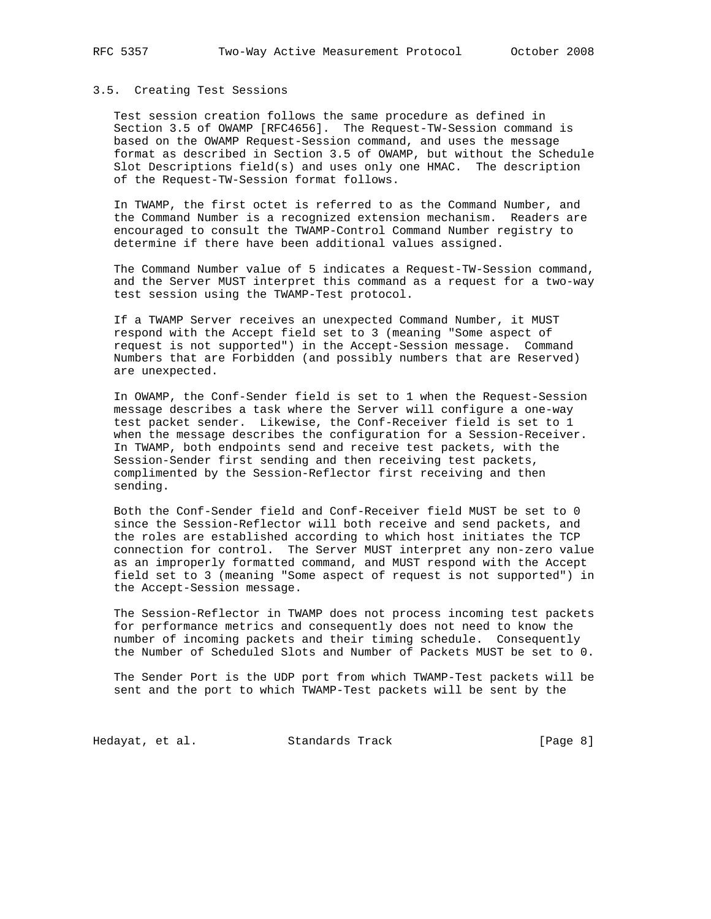### 3.5. Creating Test Sessions

Test session creation follows the same procedure as defined in Section 3.5 of OWAMP [RFC4656]. The Request-TW-Session command is based on the OWAMP Request-Session command, and uses the message format as described in Section 3.5 of OWAMP, but without the Schedule Slot Descriptions field(s) and uses only one HMAC. The description of the Request-TW-Session format follows.

In TWAMP, the first octet is referred to as the Command Number, and the Command Number is a recognized extension mechanism. Readers are encouraged to consult the TWAMP-Control Command Number registry to determine if there have been additional values assigned.

The Command Number value of 5 indicates a Request-TW-Session command, and the Server MUST interpret this command as a request for a two-way test session using the TWAMP-Test protocol.

If a TWAMP Server receives an unexpected Command Number, it MUST respond with the Accept field set to 3 (meaning "Some aspect of request is not supported") in the Accept-Session message. Command Numbers that are Forbidden (and possibly numbers that are Reserved) are unexpected.

In OWAMP, the Conf-Sender field is set to 1 when the Request-Session message describes a task where the Server will configure a one-way test packet sender. Likewise, the Conf-Receiver field is set to 1 when the message describes the configuration for a Session-Receiver. In TWAMP, both endpoints send and receive test packets, with the Session-Sender first sending and then receiving test packets, complimented by the Session-Reflector first receiving and then sending.

Both the Conf-Sender field and Conf-Receiver field MUST be set to 0 since the Session-Reflector will both receive and send packets, and the roles are established according to which host initiates the TCP connection for control. The Server MUST interpret any non-zero value as an improperly formatted command, and MUST respond with the Accept field set to 3 (meaning "Some aspect of request is not supported") in the Accept-Session message.

The Session-Reflector in TWAMP does not process incoming test packets for performance metrics and consequently does not need to know the number of incoming packets and their timing schedule. Consequently the Number of Scheduled Slots and Number of Packets MUST be set to 0.

The Sender Port is the UDP port from which TWAMP-Test packets will be sent and the port to which TWAMP-Test packets will be sent by the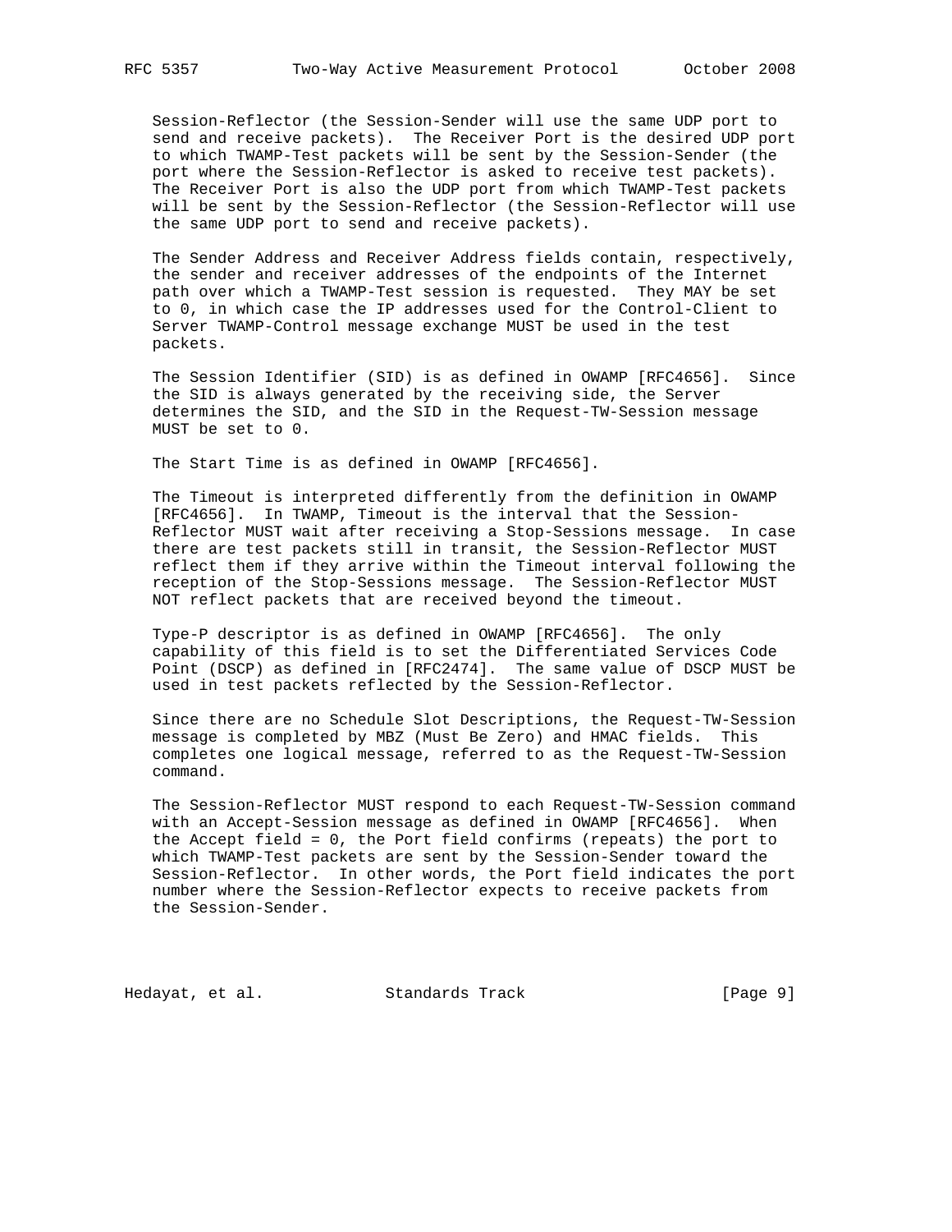Session-Reflector (the Session-Sender will use the same UDP port to send and receive packets). The Receiver Port is the desired UDP port to which TWAMP-Test packets will be sent by the Session-Sender (the port where the Session-Reflector is asked to receive test packets). The Receiver Port is also the UDP port from which TWAMP-Test packets will be sent by the Session-Reflector (the Session-Reflector will use the same UDP port to send and receive packets).

The Sender Address and Receiver Address fields contain, respectively, the sender and receiver addresses of the endpoints of the Internet path over which a TWAMP-Test session is requested. They MAY be set to 0, in which case the IP addresses used for the Control-Client to Server TWAMP-Control message exchange MUST be used in the test packets.

The Session Identifier (SID) is as defined in OWAMP [RFC4656]. Since the SID is always generated by the receiving side, the Server determines the SID, and the SID in the Request-TW-Session message MUST be set to 0.

The Start Time is as defined in OWAMP [RFC4656].

The Timeout is interpreted differently from the definition in OWAMP [RFC4656]. In TWAMP, Timeout is the interval that the Session-Reflector MUST wait after receiving a Stop-Sessions message. In case there are test packets still in transit, the Session-Reflector MUST reflect them if they arrive within the Timeout interval following the reception of the Stop-Sessions message. The Session-Reflector MUST NOT reflect packets that are received beyond the timeout.

Type-P descriptor is as defined in OWAMP [RFC4656]. The only capability of this field is to set the Differentiated Services Code Point (DSCP) as defined in [RFC2474]. The same value of DSCP MUST be used in test packets reflected by the Session-Reflector.

Since there are no Schedule Slot Descriptions, the Request-TW-Session message is completed by MBZ (Must Be Zero) and HMAC fields. This completes one logical message, referred to as the Request-TW-Session command.

The Session-Reflector MUST respond to each Request-TW-Session command with an Accept-Session message as defined in OWAMP [RFC4656]. When the Accept field = 0, the Port field confirms (repeats) the port to which TWAMP-Test packets are sent by the Session-Sender toward the Session-Reflector. In other words, the Port field indicates the port number where the Session-Reflector expects to receive packets from the Session-Sender.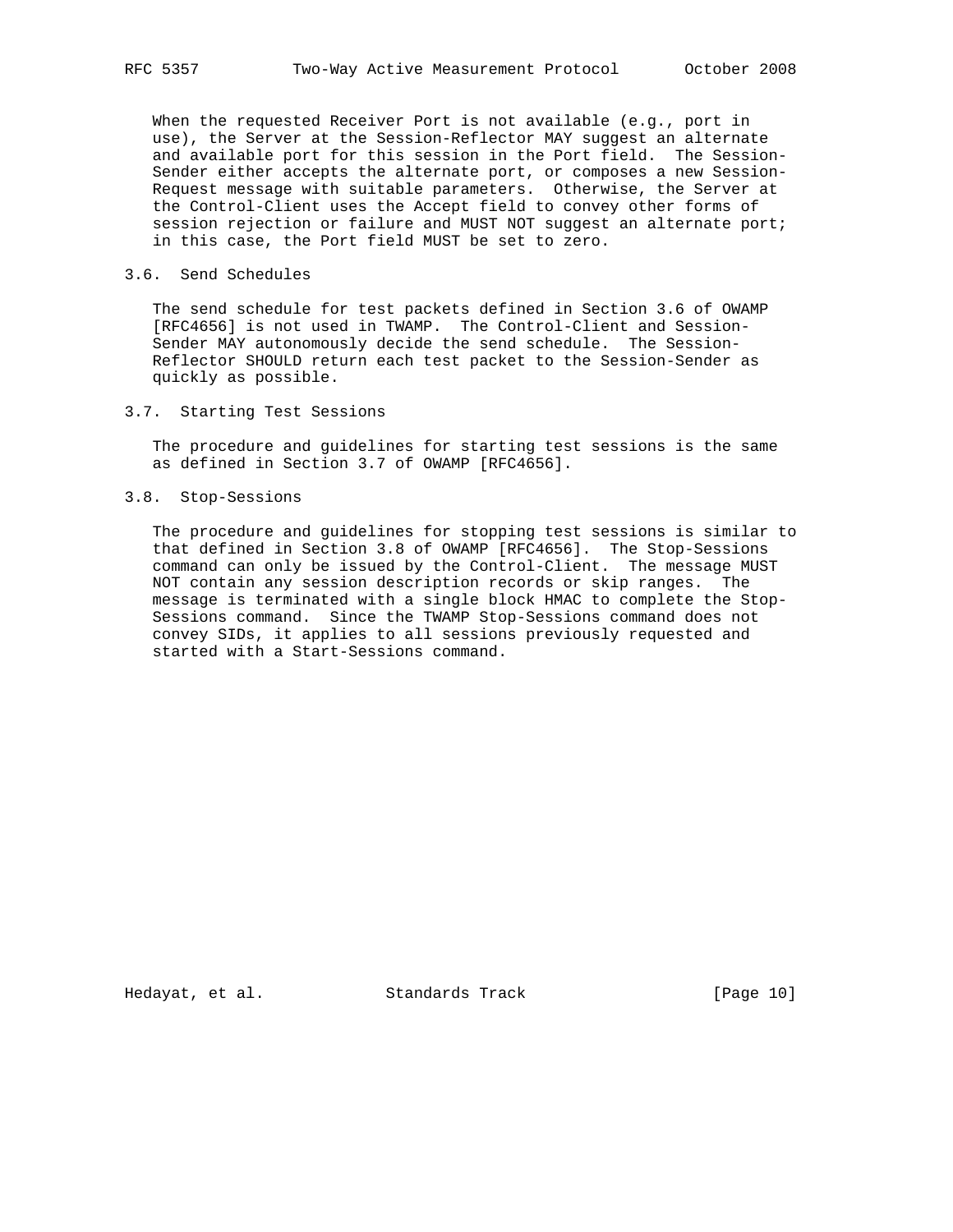When the requested Receiver Port is not available (e.g., port in use), the Server at the Session-Reflector MAY suggest an alternate and available port for this session in the Port field. The Session-Sender either accepts the alternate port, or composes a new Session-Request message with suitable parameters. Otherwise, the Server at the Control-Client uses the Accept field to convey other forms of session rejection or failure and MUST NOT suggest an alternate port; in this case, the Port field MUST be set to zero.

### 3.6. Send Schedules

The send schedule for test packets defined in Section 3.6 of OWAMP [RFC4656] is not used in TWAMP. The Control-Client and Session-Sender MAY autonomously decide the send schedule. The Session-Reflector SHOULD return each test packet to the Session-Sender as quickly as possible.

### 3.7. Starting Test Sessions

The procedure and guidelines for starting test sessions is the same as defined in Section 3.7 of OWAMP [RFC4656].

### 3.8. Stop-Sessions

The procedure and guidelines for stopping test sessions is similar to that defined in Section 3.8 of OWAMP [RFC4656]. The Stop-Sessions command can only be issued by the Control-Client. The message MUST NOT contain any session description records or skip ranges. The message is terminated with a single block HMAC to complete the Stop-Sessions command. Since the TWAMP Stop-Sessions command does not convey SIDs, it applies to all sessions previously requested and started with a Start-Sessions command.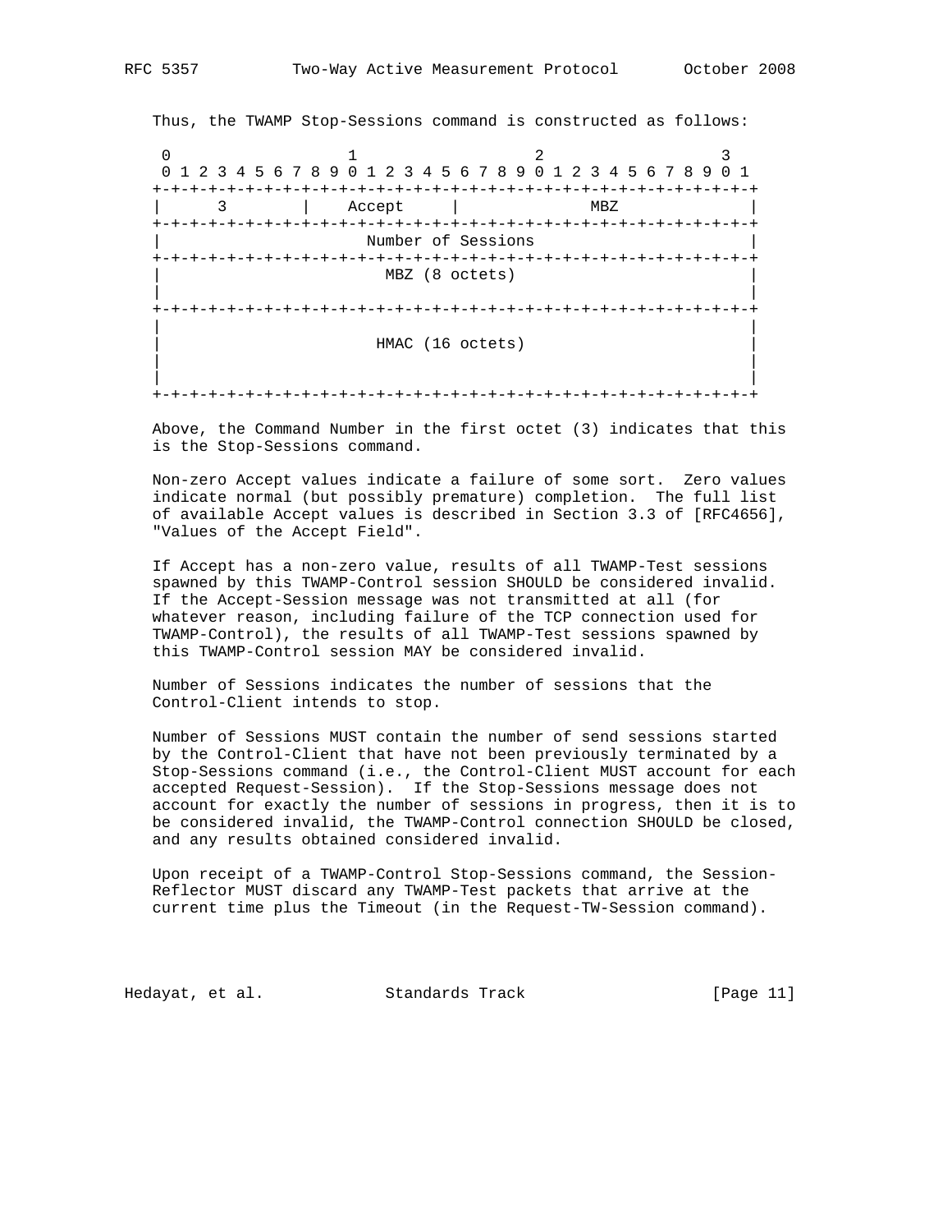Thus, the TWAMP Stop-Sessions command is constructed as follows:

```
 0                   1                   2                   3
 0 1 2 3 4 5 6 7 8 9 0 1 2 3 4 5 6 7 8 9 0 1 2 3 4 5 6 7 8 9 0 1
+-+-+-+-+-+-+-+-+-+-+-+-+-+-+-+-+-+-+-+-+-+-+-+-+-+-+-+-+-+-+-+-+
|      3        |    Accept     |              MBZ              |
+-+-+-+-+-+-+-+-+-+-+-+-+-+-+-+-+-+-+-+-+-+-+-+-+-+-+-+-+-+-+-+-+
|                      Number of Sessions                       |
+-+-+-+-+-+-+-+-+-+-+-+-+-+-+-+-+-+-+-+-+-+-+-+-+-+-+-+-+-+-+-+-+
|                        MBZ (8 octets)                         |
|                                                               |
+-+-+-+-+-+-+-+-+-+-+-+-+-+-+-+-+-+-+-+-+-+-+-+-+-+-+-+-+-+-+-+-+
|                                                               |
|                       HMAC (16 octets)                        |
|                                                               |
|                                                               |
+-+-+-+-+-+-+-+-+-+-+-+-+-+-+-+-+-+-+-+-+-+-+-+-+-+-+-+-+-+-+-+-+
```

Above, the Command Number in the first octet (3) indicates that this is the Stop-Sessions command.

Non-zero Accept values indicate a failure of some sort. Zero values indicate normal (but possibly premature) completion. The full list of available Accept values is described in Section 3.3 of [RFC4656], "Values of the Accept Field".

If Accept has a non-zero value, results of all TWAMP-Test sessions spawned by this TWAMP-Control session SHOULD be considered invalid. If the Accept-Session message was not transmitted at all (for whatever reason, including failure of the TCP connection used for TWAMP-Control), the results of all TWAMP-Test sessions spawned by this TWAMP-Control session MAY be considered invalid.

Number of Sessions indicates the number of sessions that the Control-Client intends to stop.

Number of Sessions MUST contain the number of send sessions started by the Control-Client that have not been previously terminated by a Stop-Sessions command (i.e., the Control-Client MUST account for each accepted Request-Session). If the Stop-Sessions message does not account for exactly the number of sessions in progress, then it is to be considered invalid, the TWAMP-Control connection SHOULD be closed, and any results obtained considered invalid.

Upon receipt of a TWAMP-Control Stop-Sessions command, the Session-Reflector MUST discard any TWAMP-Test packets that arrive at the current time plus the Timeout (in the Request-TW-Session command).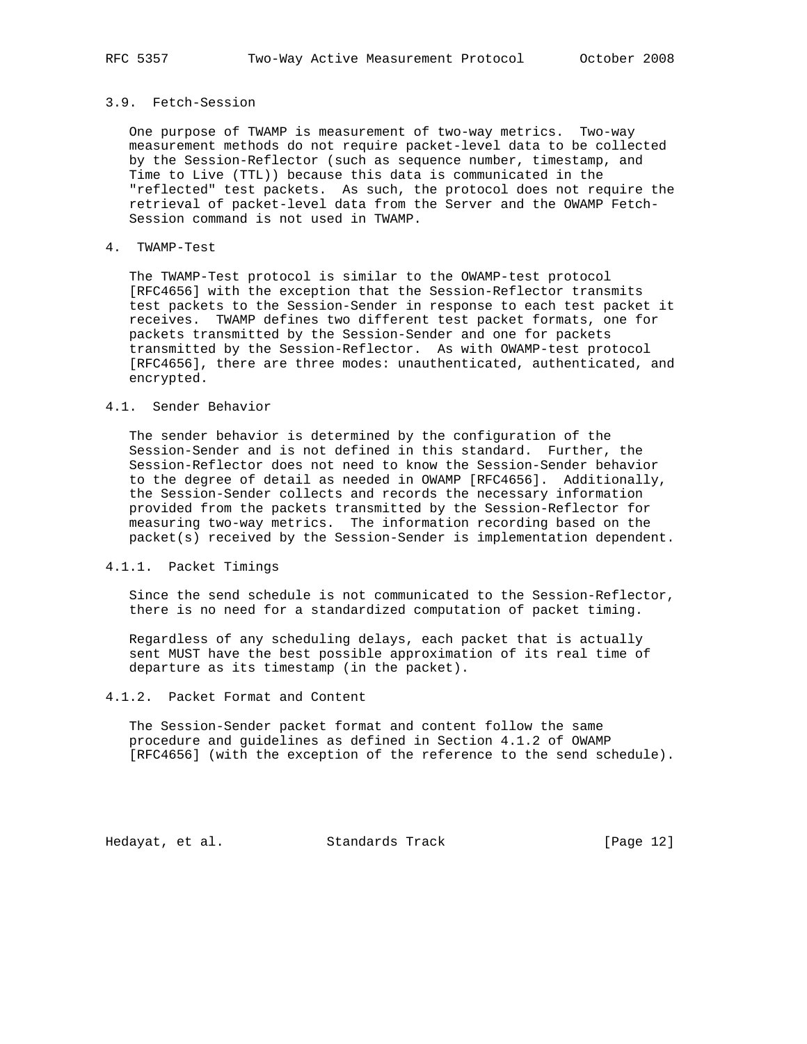### 3.9. Fetch-Session

One purpose of TWAMP is measurement of two-way metrics. Two-way measurement methods do not require packet-level data to be collected by the Session-Reflector (such as sequence number, timestamp, and Time to Live (TTL)) because this data is communicated in the "reflected" test packets. As such, the protocol does not require the retrieval of packet-level data from the Server and the OWAMP Fetch-Session command is not used in TWAMP.

## 4. TWAMP-Test

The TWAMP-Test protocol is similar to the OWAMP-test protocol [RFC4656] with the exception that the Session-Reflector transmits test packets to the Session-Sender in response to each test packet it receives. TWAMP defines two different test packet formats, one for packets transmitted by the Session-Sender and one for packets transmitted by the Session-Reflector. As with OWAMP-test protocol [RFC4656], there are three modes: unauthenticated, authenticated, and encrypted.

### 4.1. Sender Behavior

The sender behavior is determined by the configuration of the Session-Sender and is not defined in this standard. Further, the Session-Reflector does not need to know the Session-Sender behavior to the degree of detail as needed in OWAMP [RFC4656]. Additionally, the Session-Sender collects and records the necessary information provided from the packets transmitted by the Session-Reflector for measuring two-way metrics. The information recording based on the packet(s) received by the Session-Sender is implementation dependent.

#### 4.1.1. Packet Timings

Since the send schedule is not communicated to the Session-Reflector, there is no need for a standardized computation of packet timing.

Regardless of any scheduling delays, each packet that is actually sent MUST have the best possible approximation of its real time of departure as its timestamp (in the packet).

#### 4.1.2. Packet Format and Content

The Session-Sender packet format and content follow the same procedure and guidelines as defined in Section 4.1.2 of OWAMP [RFC4656] (with the exception of the reference to the send schedule).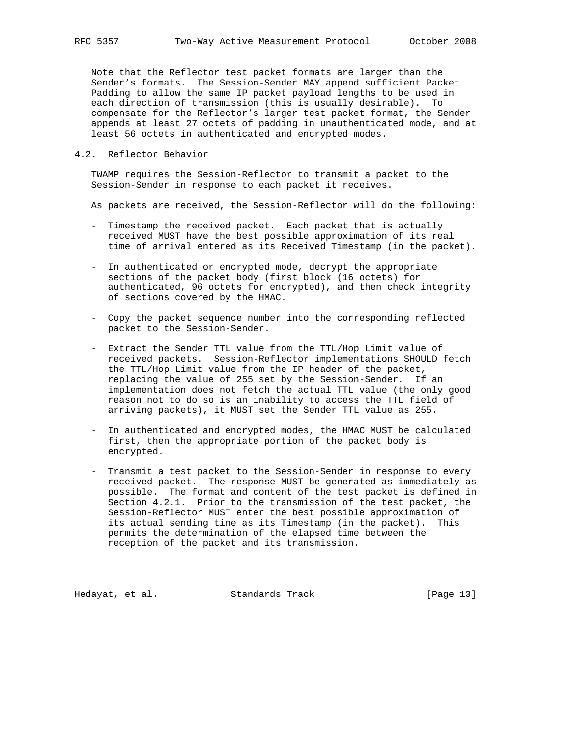Note that the Reflector test packet formats are larger than the Sender's formats. The Session-Sender MAY append sufficient Packet Padding to allow the same IP packet payload lengths to be used in each direction of transmission (this is usually desirable). To compensate for the Reflector's larger test packet format, the Sender appends at least 27 octets of padding in unauthenticated mode, and at least 56 octets in authenticated and encrypted modes.

## 4.2. Reflector Behavior

TWAMP requires the Session-Reflector to transmit a packet to the Session-Sender in response to each packet it receives.

As packets are received, the Session-Reflector will do the following:

- Timestamp the received packet. Each packet that is actually received MUST have the best possible approximation of its real time of arrival entered as its Received Timestamp (in the packet).

- In authenticated or encrypted mode, decrypt the appropriate sections of the packet body (first block (16 octets) for authenticated, 96 octets for encrypted), and then check integrity of sections covered by the HMAC.

- Copy the packet sequence number into the corresponding reflected packet to the Session-Sender.

- Extract the Sender TTL value from the TTL/Hop Limit value of received packets. Session-Reflector implementations SHOULD fetch the TTL/Hop Limit value from the IP header of the packet, replacing the value of 255 set by the Session-Sender. If an implementation does not fetch the actual TTL value (the only good reason not to do so is an inability to access the TTL field of arriving packets), it MUST set the Sender TTL value as 255.

- In authenticated and encrypted modes, the HMAC MUST be calculated first, then the appropriate portion of the packet body is encrypted.

- Transmit a test packet to the Session-Sender in response to every received packet. The response MUST be generated as immediately as possible. The format and content of the test packet is defined in Section 4.2.1. Prior to the transmission of the test packet, the Session-Reflector MUST enter the best possible approximation of its actual sending time as its Timestamp (in the packet). This permits the determination of the elapsed time between the reception of the packet and its transmission.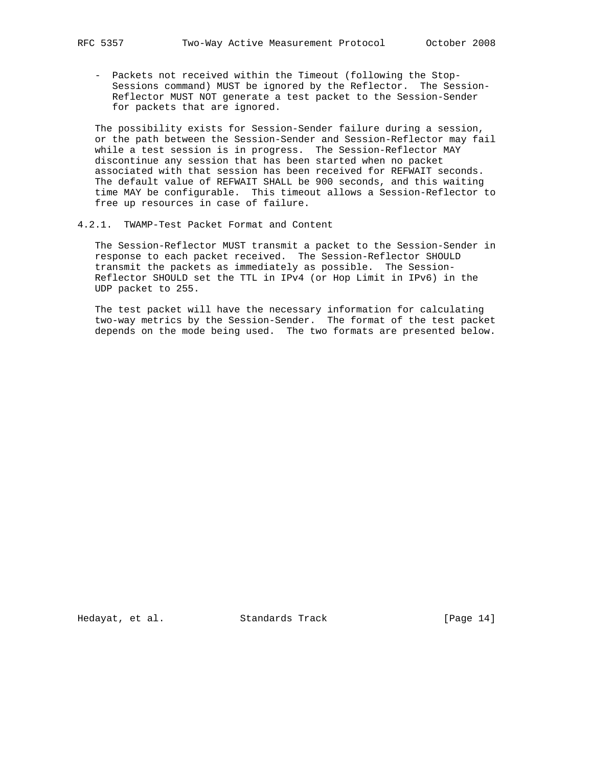- Packets not received within the Timeout (following the Stop-Sessions command) MUST be ignored by the Reflector. The Session-Reflector MUST NOT generate a test packet to the Session-Sender for packets that are ignored.

The possibility exists for Session-Sender failure during a session, or the path between the Session-Sender and Session-Reflector may fail while a test session is in progress. The Session-Reflector MAY discontinue any session that has been started when no packet associated with that session has been received for REFWAIT seconds. The default value of REFWAIT SHALL be 900 seconds, and this waiting time MAY be configurable. This timeout allows a Session-Reflector to free up resources in case of failure.

#### 4.2.1. TWAMP-Test Packet Format and Content

The Session-Reflector MUST transmit a packet to the Session-Sender in response to each packet received. The Session-Reflector SHOULD transmit the packets as immediately as possible. The Session-Reflector SHOULD set the TTL in IPv4 (or Hop Limit in IPv6) in the UDP packet to 255.

The test packet will have the necessary information for calculating two-way metrics by the Session-Sender. The format of the test packet depends on the mode being used. The two formats are presented below.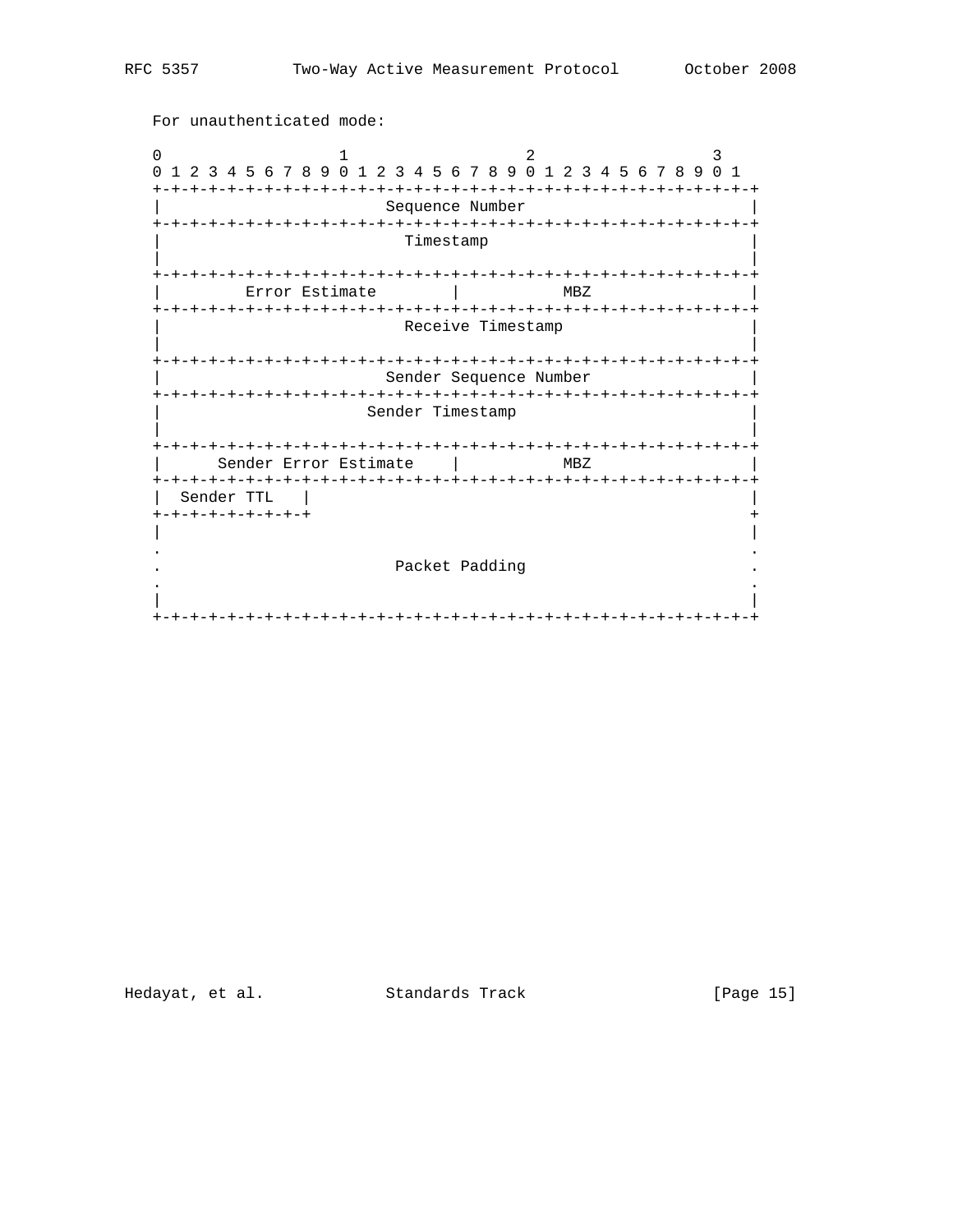For unauthenticated mode:

```
 0                   1                   2                   3
 0 1 2 3 4 5 6 7 8 9 0 1 2 3 4 5 6 7 8 9 0 1 2 3 4 5 6 7 8 9 0 1
+-+-+-+-+-+-+-+-+-+-+-+-+-+-+-+-+-+-+-+-+-+-+-+-+-+-+-+-+-+-+-+-+
|                        Sequence Number                        |
+-+-+-+-+-+-+-+-+-+-+-+-+-+-+-+-+-+-+-+-+-+-+-+-+-+-+-+-+-+-+-+-+
|                          Timestamp                            |
|                                                               |
+-+-+-+-+-+-+-+-+-+-+-+-+-+-+-+-+-+-+-+-+-+-+-+-+-+-+-+-+-+-+-+-+
|         Error Estimate        |           MBZ                 |
+-+-+-+-+-+-+-+-+-+-+-+-+-+-+-+-+-+-+-+-+-+-+-+-+-+-+-+-+-+-+-+-+
|                          Receive Timestamp                    |
|                                                               |
+-+-+-+-+-+-+-+-+-+-+-+-+-+-+-+-+-+-+-+-+-+-+-+-+-+-+-+-+-+-+-+-+
|                        Sender Sequence Number                 |
+-+-+-+-+-+-+-+-+-+-+-+-+-+-+-+-+-+-+-+-+-+-+-+-+-+-+-+-+-+-+-+-+
|                      Sender Timestamp                         |
|                                                               |
+-+-+-+-+-+-+-+-+-+-+-+-+-+-+-+-+-+-+-+-+-+-+-+-+-+-+-+-+-+-+-+-+
|      Sender Error Estimate    |           MBZ                 |
+-+-+-+-+-+-+-+-+-+-+-+-+-+-+-+-+-+-+-+-+-+-+-+-+-+-+-+-+-+-+-+-+
|  Sender TTL   |                                               |
+-+-+-+-+-+-+-+-+                                               +
|                                                               |
.                                                               .
.                         Packet Padding                        .
.                                                               .
|                                                               |
+-+-+-+-+-+-+-+-+-+-+-+-+-+-+-+-+-+-+-+-+-+-+-+-+-+-+-+-+-+-+-+-+
```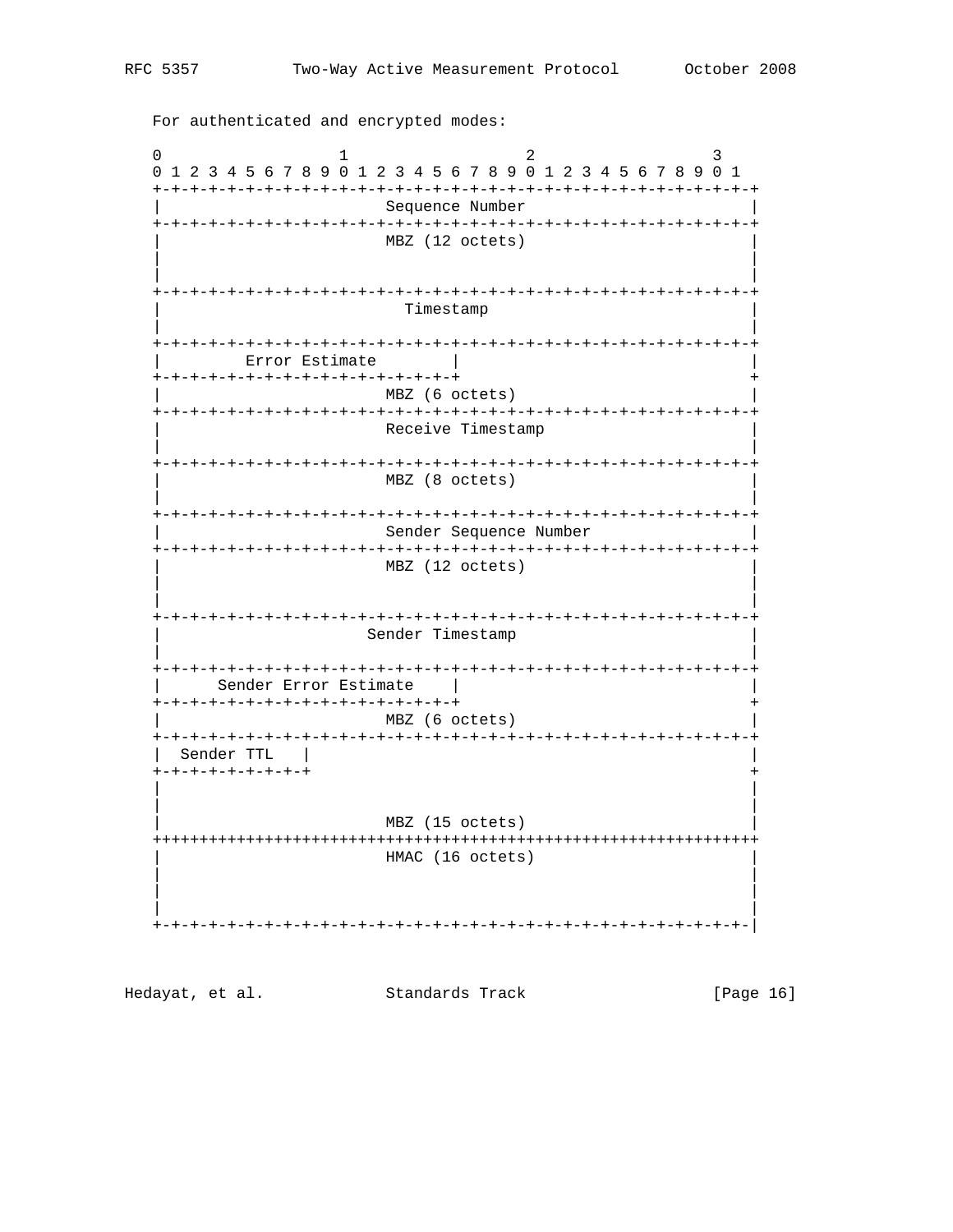For authenticated and encrypted modes:

```
 0                   1                   2                   3
 0 1 2 3 4 5 6 7 8 9 0 1 2 3 4 5 6 7 8 9 0 1 2 3 4 5 6 7 8 9 0 1
+-+-+-+-+-+-+-+-+-+-+-+-+-+-+-+-+-+-+-+-+-+-+-+-+-+-+-+-+-+-+-+-+
|                        Sequence Number                        |
+-+-+-+-+-+-+-+-+-+-+-+-+-+-+-+-+-+-+-+-+-+-+-+-+-+-+-+-+-+-+-+-+
|                        MBZ (12 octets)                        |
|                                                               |
|                                                               |
+-+-+-+-+-+-+-+-+-+-+-+-+-+-+-+-+-+-+-+-+-+-+-+-+-+-+-+-+-+-+-+-+
|                          Timestamp                            |
|                                                               |
+-+-+-+-+-+-+-+-+-+-+-+-+-+-+-+-+-+-+-+-+-+-+-+-+-+-+-+-+-+-+-+-+
|         Error Estimate        |                               |
+-+-+-+-+-+-+-+-+-+-+-+-+-+-+-+-+                               +
|                        MBZ (6 octets)                         |
+-+-+-+-+-+-+-+-+-+-+-+-+-+-+-+-+-+-+-+-+-+-+-+-+-+-+-+-+-+-+-+-+
|                        Receive Timestamp                      |
|                                                               |
+-+-+-+-+-+-+-+-+-+-+-+-+-+-+-+-+-+-+-+-+-+-+-+-+-+-+-+-+-+-+-+-+
|                        MBZ (8 octets)                         |
|                                                               |
+-+-+-+-+-+-+-+-+-+-+-+-+-+-+-+-+-+-+-+-+-+-+-+-+-+-+-+-+-+-+-+-+
|                        Sender Sequence Number                 |
+-+-+-+-+-+-+-+-+-+-+-+-+-+-+-+-+-+-+-+-+-+-+-+-+-+-+-+-+-+-+-+-+
|                        MBZ (12 octets)                        |
|                                                               |
|                                                               |
+-+-+-+-+-+-+-+-+-+-+-+-+-+-+-+-+-+-+-+-+-+-+-+-+-+-+-+-+-+-+-+-+
|                      Sender Timestamp                         |
|                                                               |
+-+-+-+-+-+-+-+-+-+-+-+-+-+-+-+-+-+-+-+-+-+-+-+-+-+-+-+-+-+-+-+-+
|      Sender Error Estimate    |                               |
+-+-+-+-+-+-+-+-+-+-+-+-+-+-+-+-+                               +
|                        MBZ (6 octets)                         |
+-+-+-+-+-+-+-+-+-+-+-+-+-+-+-+-+-+-+-+-+-+-+-+-+-+-+-+-+-+-+-+-+
|  Sender TTL   |                                               |
+-+-+-+-+-+-+-+-+                                               +
|                                                               |
|                                                               |
|                        MBZ (15 octets)                        |
+++++++++++++++++++++++++++++++++++++++++++++++++++++++++++++++++
|                        HMAC (16 octets)                       |
|                                                               |
|                                                               |
|                                                               |
+-+-+-+-+-+-+-+-+-+-+-+-+-+-+-+-+-+-+-+-+-+-+-+-+-+-+-+-+-+-+-+-|
```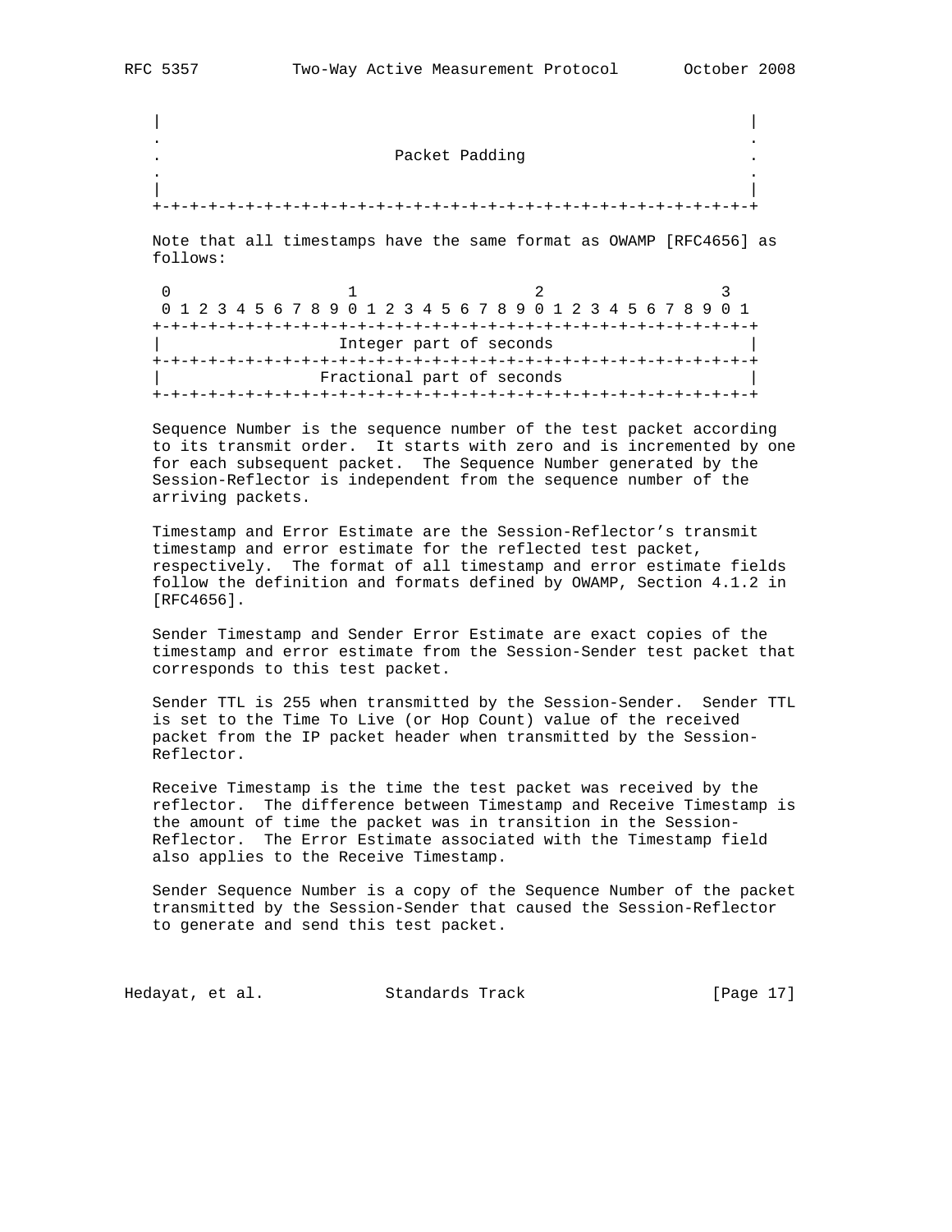```
   |                                                               |
   .                                                               .
   .                         Packet Padding                        .
   .                                                               .
   |                                                               |
   +-+-+-+-+-+-+-+-+-+-+-+-+-+-+-+-+-+-+-+-+-+-+-+-+-+-+-+-+-+-+-+-+
```

Note that all timestamps have the same format as OWAMP [RFC4656] as follows:

```
    0                   1                   2                   3
    0 1 2 3 4 5 6 7 8 9 0 1 2 3 4 5 6 7 8 9 0 1 2 3 4 5 6 7 8 9 0 1
   +-+-+-+-+-+-+-+-+-+-+-+-+-+-+-+-+-+-+-+-+-+-+-+-+-+-+-+-+-+-+-+-+
   |                   Integer part of seconds                     |
   +-+-+-+-+-+-+-+-+-+-+-+-+-+-+-+-+-+-+-+-+-+-+-+-+-+-+-+-+-+-+-+-+
   |                 Fractional part of seconds                    |
   +-+-+-+-+-+-+-+-+-+-+-+-+-+-+-+-+-+-+-+-+-+-+-+-+-+-+-+-+-+-+-+-+
```

Sequence Number is the sequence number of the test packet according to its transmit order. It starts with zero and is incremented by one for each subsequent packet. The Sequence Number generated by the Session-Reflector is independent from the sequence number of the arriving packets.

Timestamp and Error Estimate are the Session-Reflector's transmit timestamp and error estimate for the reflected test packet, respectively. The format of all timestamp and error estimate fields follow the definition and formats defined by OWAMP, Section 4.1.2 in [RFC4656].

Sender Timestamp and Sender Error Estimate are exact copies of the timestamp and error estimate from the Session-Sender test packet that corresponds to this test packet.

Sender TTL is 255 when transmitted by the Session-Sender. Sender TTL is set to the Time To Live (or Hop Count) value of the received packet from the IP packet header when transmitted by the Session-Reflector.

Receive Timestamp is the time the test packet was received by the reflector. The difference between Timestamp and Receive Timestamp is the amount of time the packet was in transition in the Session-Reflector. The Error Estimate associated with the Timestamp field also applies to the Receive Timestamp.

Sender Sequence Number is a copy of the Sequence Number of the packet transmitted by the Session-Sender that caused the Session-Reflector to generate and send this test packet.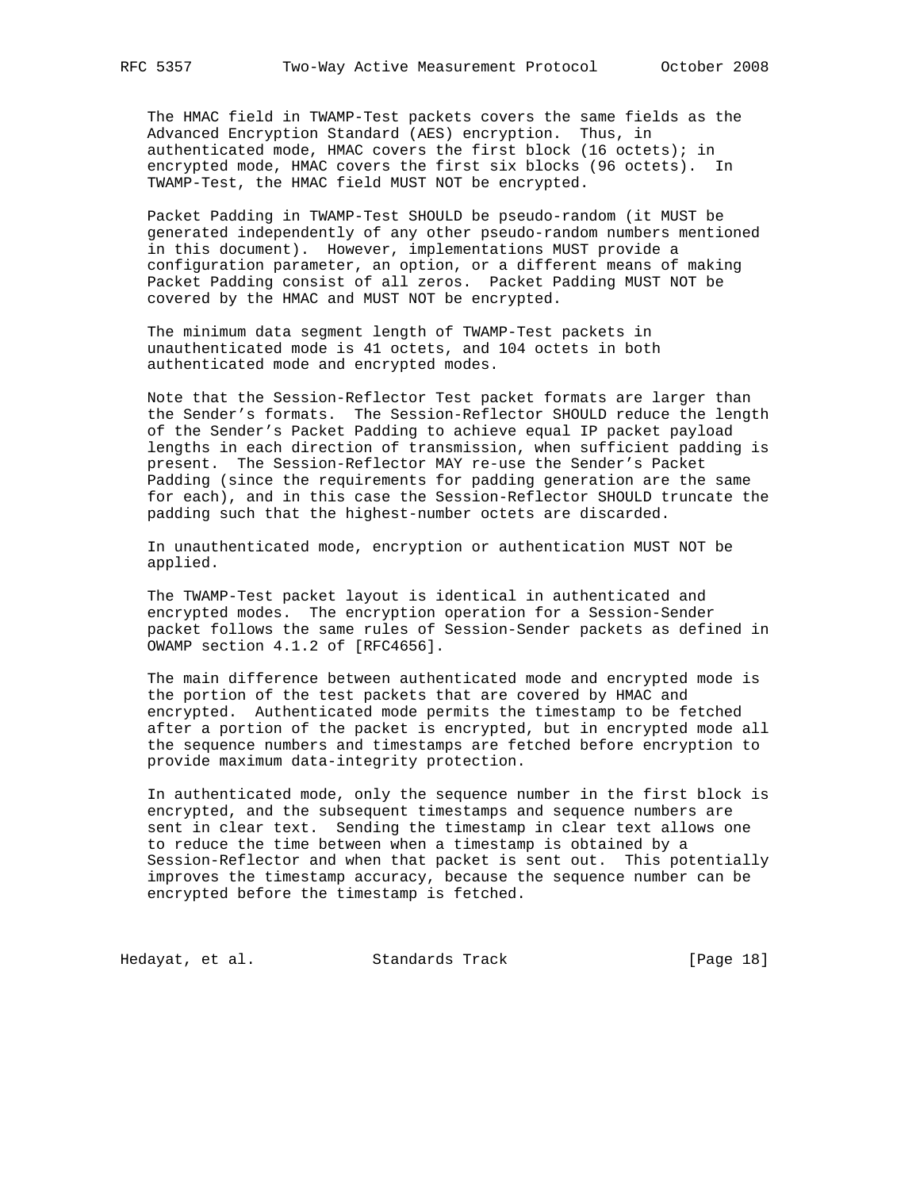The HMAC field in TWAMP-Test packets covers the same fields as the Advanced Encryption Standard (AES) encryption. Thus, in authenticated mode, HMAC covers the first block (16 octets); in encrypted mode, HMAC covers the first six blocks (96 octets). In TWAMP-Test, the HMAC field MUST NOT be encrypted.

Packet Padding in TWAMP-Test SHOULD be pseudo-random (it MUST be generated independently of any other pseudo-random numbers mentioned in this document). However, implementations MUST provide a configuration parameter, an option, or a different means of making Packet Padding consist of all zeros. Packet Padding MUST NOT be covered by the HMAC and MUST NOT be encrypted.

The minimum data segment length of TWAMP-Test packets in unauthenticated mode is 41 octets, and 104 octets in both authenticated mode and encrypted modes.

Note that the Session-Reflector Test packet formats are larger than the Sender's formats. The Session-Reflector SHOULD reduce the length of the Sender's Packet Padding to achieve equal IP packet payload lengths in each direction of transmission, when sufficient padding is present. The Session-Reflector MAY re-use the Sender's Packet Padding (since the requirements for padding generation are the same for each), and in this case the Session-Reflector SHOULD truncate the padding such that the highest-number octets are discarded.

In unauthenticated mode, encryption or authentication MUST NOT be applied.

The TWAMP-Test packet layout is identical in authenticated and encrypted modes. The encryption operation for a Session-Sender packet follows the same rules of Session-Sender packets as defined in OWAMP section 4.1.2 of [RFC4656].

The main difference between authenticated mode and encrypted mode is the portion of the test packets that are covered by HMAC and encrypted. Authenticated mode permits the timestamp to be fetched after a portion of the packet is encrypted, but in encrypted mode all the sequence numbers and timestamps are fetched before encryption to provide maximum data-integrity protection.

In authenticated mode, only the sequence number in the first block is encrypted, and the subsequent timestamps and sequence numbers are sent in clear text. Sending the timestamp in clear text allows one to reduce the time between when a timestamp is obtained by a Session-Reflector and when that packet is sent out. This potentially improves the timestamp accuracy, because the sequence number can be encrypted before the timestamp is fetched.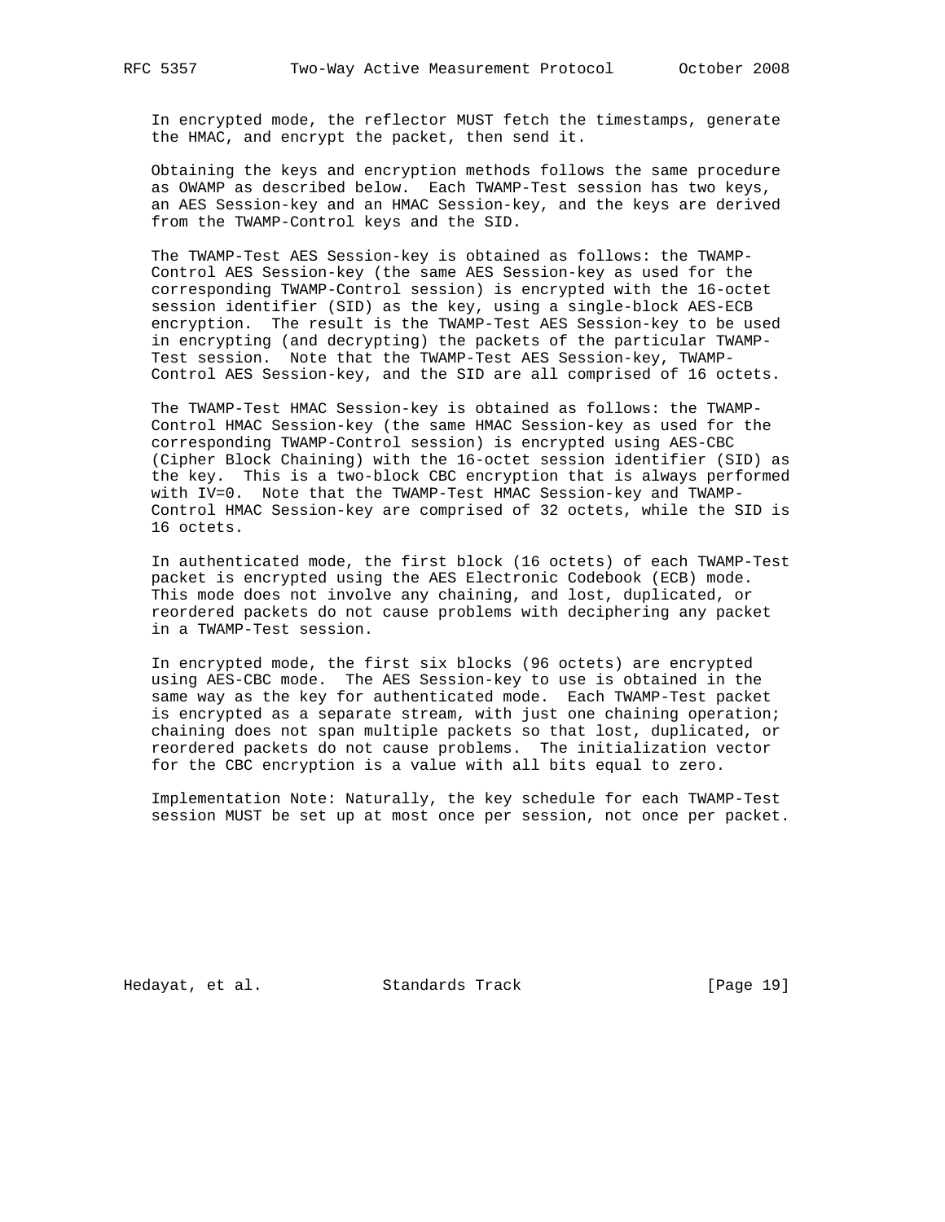In encrypted mode, the reflector MUST fetch the timestamps, generate the HMAC, and encrypt the packet, then send it.

Obtaining the keys and encryption methods follows the same procedure as OWAMP as described below. Each TWAMP-Test session has two keys, an AES Session-key and an HMAC Session-key, and the keys are derived from the TWAMP-Control keys and the SID.

The TWAMP-Test AES Session-key is obtained as follows: the TWAMP-Control AES Session-key (the same AES Session-key as used for the corresponding TWAMP-Control session) is encrypted with the 16-octet session identifier (SID) as the key, using a single-block AES-ECB encryption. The result is the TWAMP-Test AES Session-key to be used in encrypting (and decrypting) the packets of the particular TWAMP-Test session. Note that the TWAMP-Test AES Session-key, TWAMP-Control AES Session-key, and the SID are all comprised of 16 octets.

The TWAMP-Test HMAC Session-key is obtained as follows: the TWAMP-Control HMAC Session-key (the same HMAC Session-key as used for the corresponding TWAMP-Control session) is encrypted using AES-CBC (Cipher Block Chaining) with the 16-octet session identifier (SID) as the key. This is a two-block CBC encryption that is always performed with IV=0. Note that the TWAMP-Test HMAC Session-key and TWAMP-Control HMAC Session-key are comprised of 32 octets, while the SID is 16 octets.

In authenticated mode, the first block (16 octets) of each TWAMP-Test packet is encrypted using the AES Electronic Codebook (ECB) mode. This mode does not involve any chaining, and lost, duplicated, or reordered packets do not cause problems with deciphering any packet in a TWAMP-Test session.

In encrypted mode, the first six blocks (96 octets) are encrypted using AES-CBC mode. The AES Session-key to use is obtained in the same way as the key for authenticated mode. Each TWAMP-Test packet is encrypted as a separate stream, with just one chaining operation; chaining does not span multiple packets so that lost, duplicated, or reordered packets do not cause problems. The initialization vector for the CBC encryption is a value with all bits equal to zero.

Implementation Note: Naturally, the key schedule for each TWAMP-Test session MUST be set up at most once per session, not once per packet.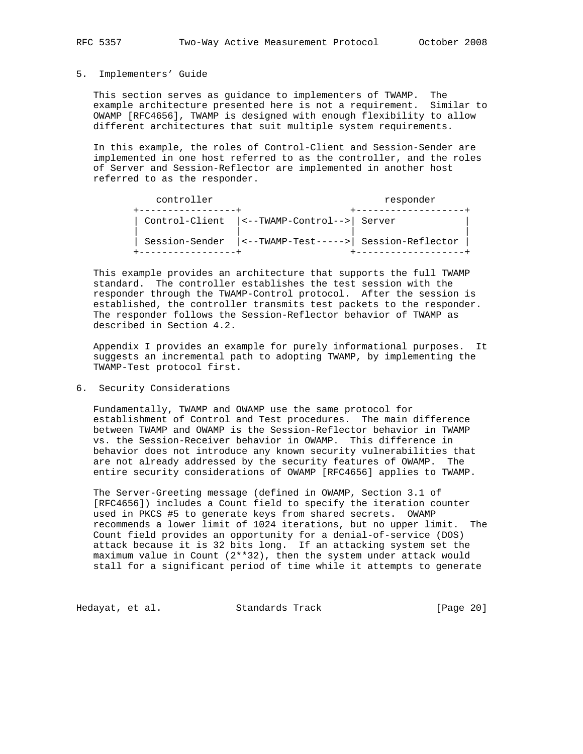## 5. Implementers' Guide

This section serves as guidance to implementers of TWAMP. The example architecture presented here is not a requirement. Similar to OWAMP [RFC4656], TWAMP is designed with enough flexibility to allow different architectures that suit multiple system requirements.

In this example, the roles of Control-Client and Session-Sender are implemented in one host referred to as the controller, and the roles of Server and Session-Reflector are implemented in another host referred to as the responder.

```
     controller                           responder
+-----------------+                 +-------------------+
| Control-Client  |<--TWAMP-Control-->| Server            |
|                 |                 |                   |
| Session-Sender  |<--TWAMP-Test----->| Session-Reflector |
+-----------------+                 +-------------------+
```

This example provides an architecture that supports the full TWAMP standard. The controller establishes the test session with the responder through the TWAMP-Control protocol. After the session is established, the controller transmits test packets to the responder. The responder follows the Session-Reflector behavior of TWAMP as described in Section 4.2.

Appendix I provides an example for purely informational purposes. It suggests an incremental path to adopting TWAMP, by implementing the TWAMP-Test protocol first.

## 6. Security Considerations

Fundamentally, TWAMP and OWAMP use the same protocol for establishment of Control and Test procedures. The main difference between TWAMP and OWAMP is the Session-Reflector behavior in TWAMP vs. the Session-Receiver behavior in OWAMP. This difference in behavior does not introduce any known security vulnerabilities that are not already addressed by the security features of OWAMP. The entire security considerations of OWAMP [RFC4656] applies to TWAMP.

The Server-Greeting message (defined in OWAMP, Section 3.1 of [RFC4656]) includes a Count field to specify the iteration counter used in PKCS #5 to generate keys from shared secrets. OWAMP recommends a lower limit of 1024 iterations, but no upper limit. The Count field provides an opportunity for a denial-of-service (DOS) attack because it is 32 bits long. If an attacking system set the maximum value in Count (2**32), then the system under attack would stall for a significant period of time while it attempts to generate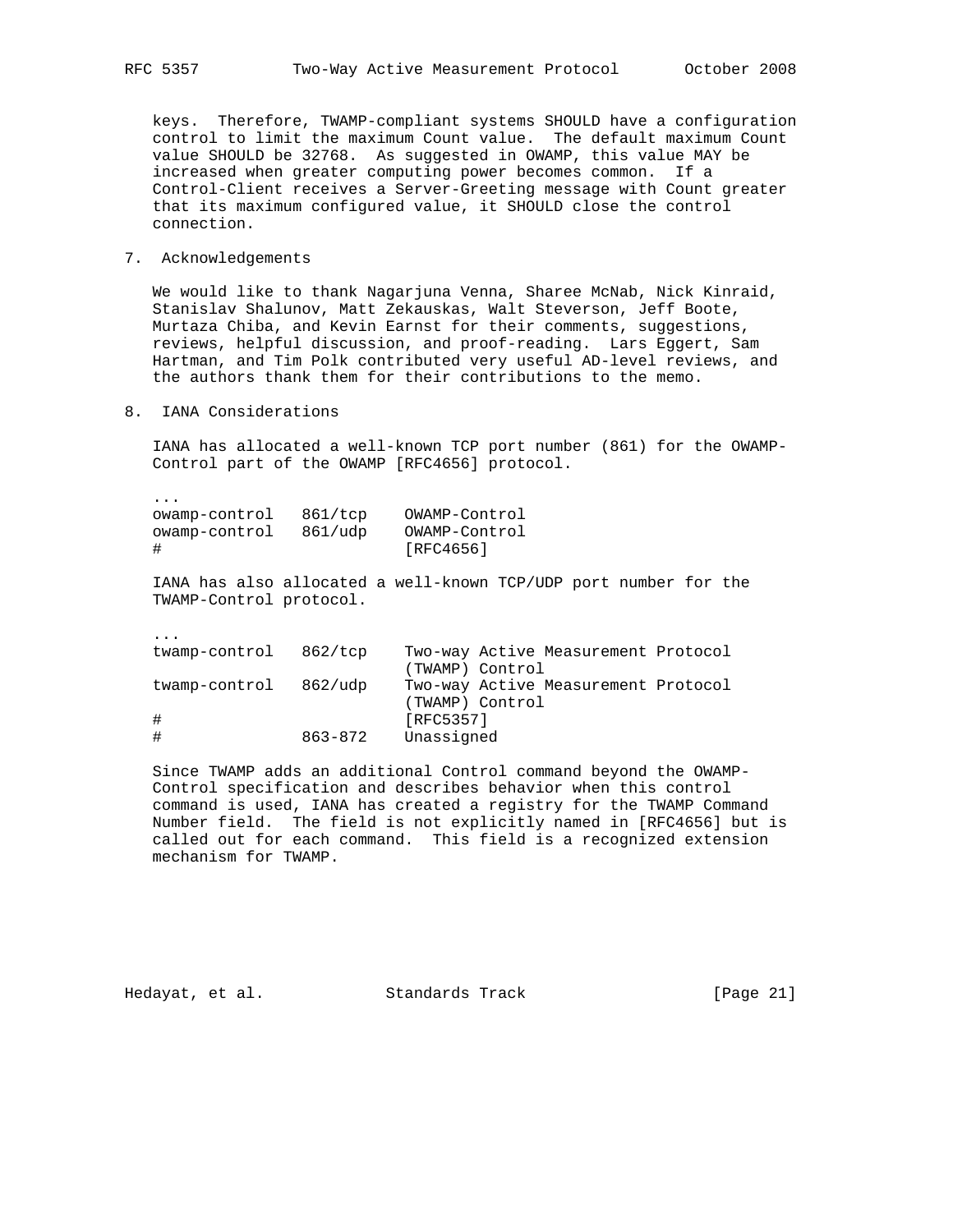keys. Therefore, TWAMP-compliant systems SHOULD have a configuration control to limit the maximum Count value. The default maximum Count value SHOULD be 32768. As suggested in OWAMP, this value MAY be increased when greater computing power becomes common. If a Control-Client receives a Server-Greeting message with Count greater that its maximum configured value, it SHOULD close the control connection.

## 7. Acknowledgements

We would like to thank Nagarjuna Venna, Sharee McNab, Nick Kinraid, Stanislav Shalunov, Matt Zekauskas, Walt Steverson, Jeff Boote, Murtaza Chiba, and Kevin Earnst for their comments, suggestions, reviews, helpful discussion, and proof-reading. Lars Eggert, Sam Hartman, and Tim Polk contributed very useful AD-level reviews, and the authors thank them for their contributions to the memo.

## 8. IANA Considerations

IANA has allocated a well-known TCP port number (861) for the OWAMP-Control part of the OWAMP [RFC4656] protocol.

```
...
owamp-control   861/tcp    OWAMP-Control
owamp-control   861/udp    OWAMP-Control
#                          [RFC4656]
```

IANA has also allocated a well-known TCP/UDP port number for the TWAMP-Control protocol.

```
...
twamp-control   862/tcp    Two-way Active Measurement Protocol
                           (TWAMP) Control
twamp-control   862/udp    Two-way Active Measurement Protocol
                           (TWAMP) Control
#                          [RFC5357]
#               863-872    Unassigned
```

Since TWAMP adds an additional Control command beyond the OWAMP-Control specification and describes behavior when this control command is used, IANA has created a registry for the TWAMP Command Number field. The field is not explicitly named in [RFC4656] but is called out for each command. This field is a recognized extension mechanism for TWAMP.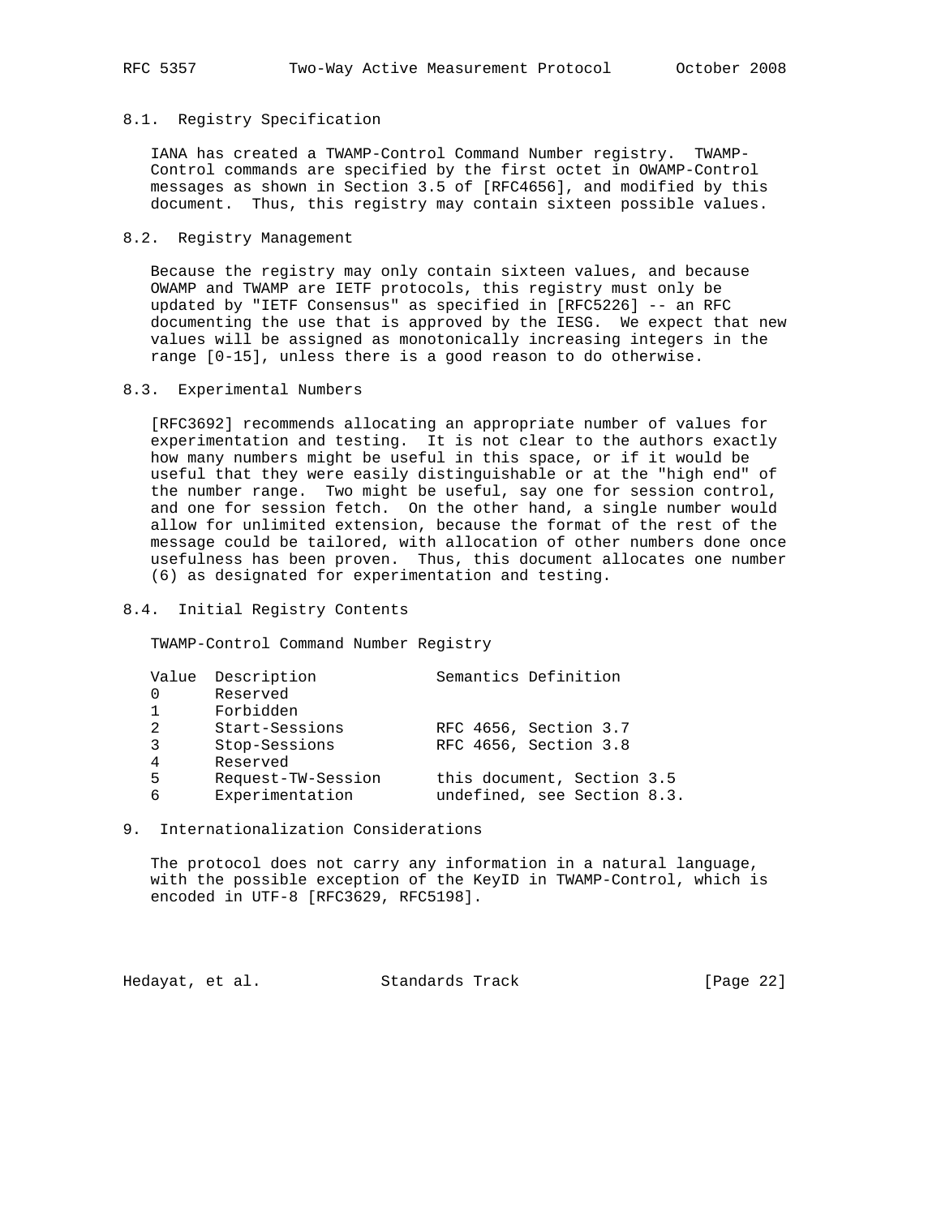### 8.1. Registry Specification

IANA has created a TWAMP-Control Command Number registry. TWAMP-Control commands are specified by the first octet in OWAMP-Control messages as shown in Section 3.5 of [RFC4656], and modified by this document. Thus, this registry may contain sixteen possible values.

### 8.2. Registry Management

Because the registry may only contain sixteen values, and because OWAMP and TWAMP are IETF protocols, this registry must only be updated by "IETF Consensus" as specified in [RFC5226] -- an RFC documenting the use that is approved by the IESG. We expect that new values will be assigned as monotonically increasing integers in the range [0-15], unless there is a good reason to do otherwise.

### 8.3. Experimental Numbers

[RFC3692] recommends allocating an appropriate number of values for experimentation and testing. It is not clear to the authors exactly how many numbers might be useful in this space, or if it would be useful that they were easily distinguishable or at the "high end" of the number range. Two might be useful, say one for session control, and one for session fetch. On the other hand, a single number would allow for unlimited extension, because the format of the rest of the message could be tailored, with allocation of other numbers done once usefulness has been proven. Thus, this document allocates one number (6) as designated for experimentation and testing.

### 8.4. Initial Registry Contents

TWAMP-Control Command Number Registry

| Value | Description | Semantics Definition |
|---|---|---|
| 0 | Reserved | |
| 1 | Forbidden | |
| 2 | Start-Sessions | RFC 4656, Section 3.7 |
| 3 | Stop-Sessions | RFC 4656, Section 3.8 |
| 4 | Reserved | |
| 5 | Request-TW-Session | this document, Section 3.5 |
| 6 | Experimentation | undefined, see Section 8.3. |

## 9. Internationalization Considerations

The protocol does not carry any information in a natural language, with the possible exception of the KeyID in TWAMP-Control, which is encoded in UTF-8 [RFC3629, RFC5198].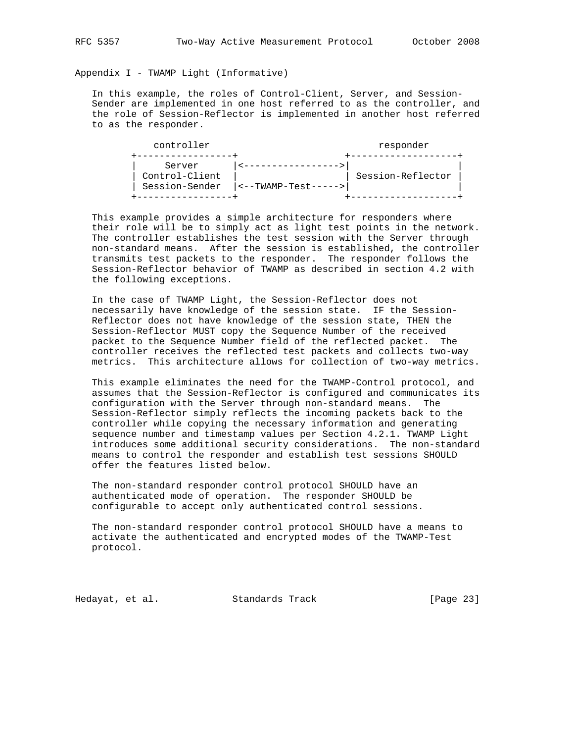## Appendix I - TWAMP Light (Informative)

In this example, the roles of Control-Client, Server, and Session-Sender are implemented in one host referred to as the controller, and the role of Session-Reflector is implemented in another host referred to as the responder.

```
      controller                                responder
   +-----------------+                    +-------------------+
   |     Server      |<------------------>|                   |
   | Control-Client  |                    | Session-Reflector |
   | Session-Sender  |<--TWAMP-Test------>|                   |
   +-----------------+                    +-------------------+
```

This example provides a simple architecture for responders where their role will be to simply act as light test points in the network. The controller establishes the test session with the Server through non-standard means. After the session is established, the controller transmits test packets to the responder. The responder follows the Session-Reflector behavior of TWAMP as described in section 4.2 with the following exceptions.

In the case of TWAMP Light, the Session-Reflector does not necessarily have knowledge of the session state. IF the Session-Reflector does not have knowledge of the session state, THEN the Session-Reflector MUST copy the Sequence Number of the received packet to the Sequence Number field of the reflected packet. The controller receives the reflected test packets and collects two-way metrics. This architecture allows for collection of two-way metrics.

This example eliminates the need for the TWAMP-Control protocol, and assumes that the Session-Reflector is configured and communicates its configuration with the Server through non-standard means. The Session-Reflector simply reflects the incoming packets back to the controller while copying the necessary information and generating sequence number and timestamp values per Section 4.2.1. TWAMP Light introduces some additional security considerations. The non-standard means to control the responder and establish test sessions SHOULD offer the features listed below.

The non-standard responder control protocol SHOULD have an authenticated mode of operation. The responder SHOULD be configurable to accept only authenticated control sessions.

The non-standard responder control protocol SHOULD have a means to activate the authenticated and encrypted modes of the TWAMP-Test protocol.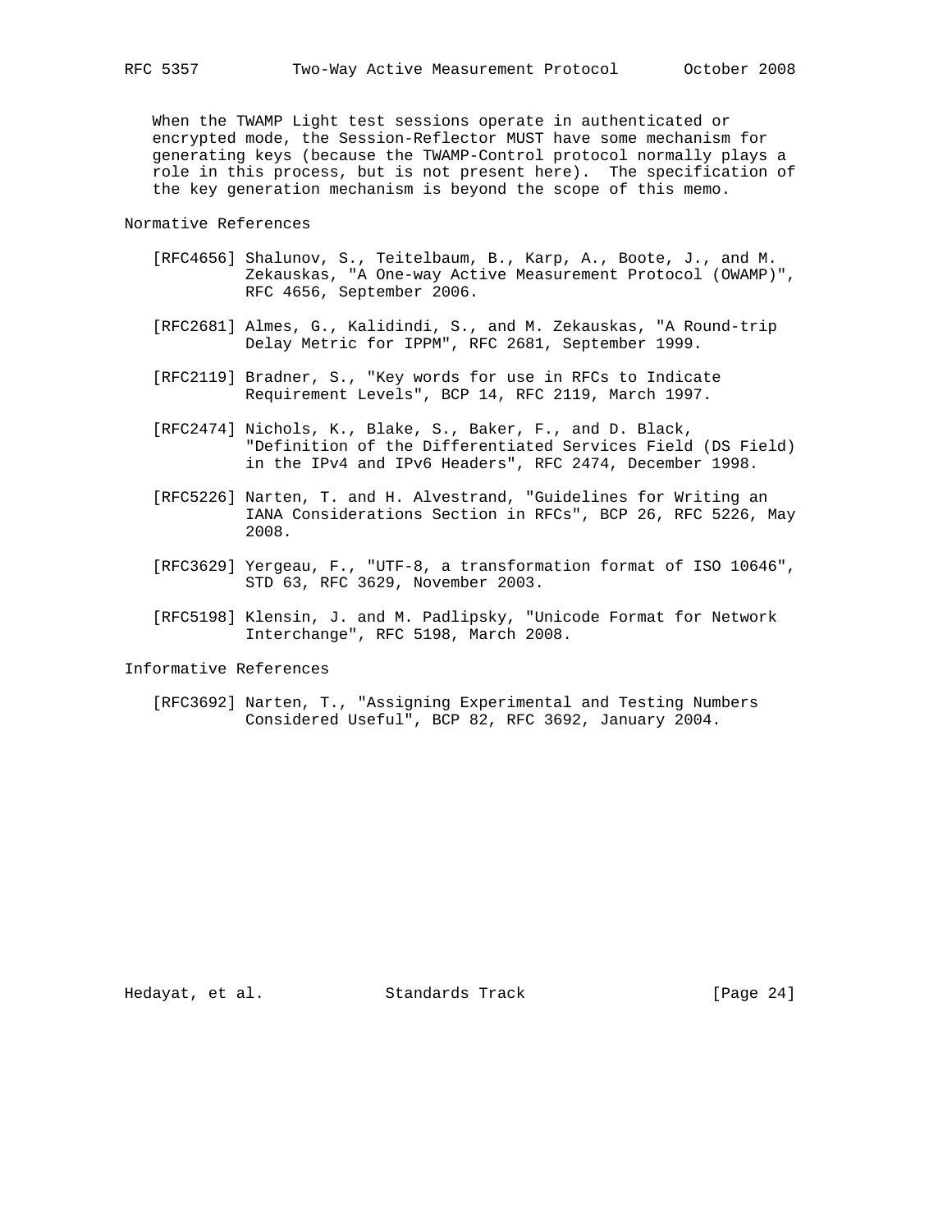When the TWAMP Light test sessions operate in authenticated or encrypted mode, the Session-Reflector MUST have some mechanism for generating keys (because the TWAMP-Control protocol normally plays a role in this process, but is not present here). The specification of the key generation mechanism is beyond the scope of this memo.

## Normative References

[RFC4656] Shalunov, S., Teitelbaum, B., Karp, A., Boote, J., and M. Zekauskas, "A One-way Active Measurement Protocol (OWAMP)", RFC 4656, September 2006.

[RFC2681] Almes, G., Kalidindi, S., and M. Zekauskas, "A Round-trip Delay Metric for IPPM", RFC 2681, September 1999.

[RFC2119] Bradner, S., "Key words for use in RFCs to Indicate Requirement Levels", BCP 14, RFC 2119, March 1997.

[RFC2474] Nichols, K., Blake, S., Baker, F., and D. Black, "Definition of the Differentiated Services Field (DS Field) in the IPv4 and IPv6 Headers", RFC 2474, December 1998.

[RFC5226] Narten, T. and H. Alvestrand, "Guidelines for Writing an IANA Considerations Section in RFCs", BCP 26, RFC 5226, May 2008.

[RFC3629] Yergeau, F., "UTF-8, a transformation format of ISO 10646", STD 63, RFC 3629, November 2003.

[RFC5198] Klensin, J. and M. Padlipsky, "Unicode Format for Network Interchange", RFC 5198, March 2008.

## Informative References

[RFC3692] Narten, T., "Assigning Experimental and Testing Numbers Considered Useful", BCP 82, RFC 3692, January 2004.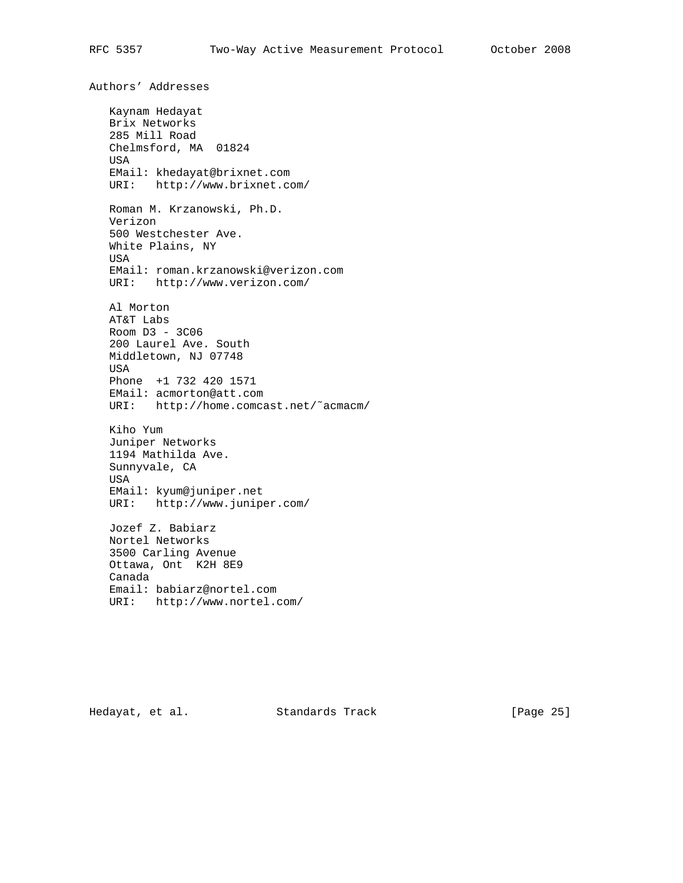## Authors' Addresses

Kaynam Hedayat
Brix Networks
285 Mill Road
Chelmsford, MA  01824
USA
EMail: khedayat@brixnet.com
URI:   http://www.brixnet.com/

Roman M. Krzanowski, Ph.D.
Verizon
500 Westchester Ave.
White Plains, NY
USA
EMail: roman.krzanowski@verizon.com
URI:   http://www.verizon.com/

Al Morton
AT&T Labs
Room D3 - 3C06
200 Laurel Ave. South
Middletown, NJ 07748
USA
Phone  +1 732 420 1571
EMail: acmorton@att.com
URI:   http://home.comcast.net/˜acmacm/

Kiho Yum
Juniper Networks
1194 Mathilda Ave.
Sunnyvale, CA
USA
EMail: kyum@juniper.net
URI:   http://www.juniper.com/

Jozef Z. Babiarz
Nortel Networks
3500 Carling Avenue
Ottawa, Ont  K2H 8E9
Canada
Email: babiarz@nortel.com
URI:   http://www.nortel.com/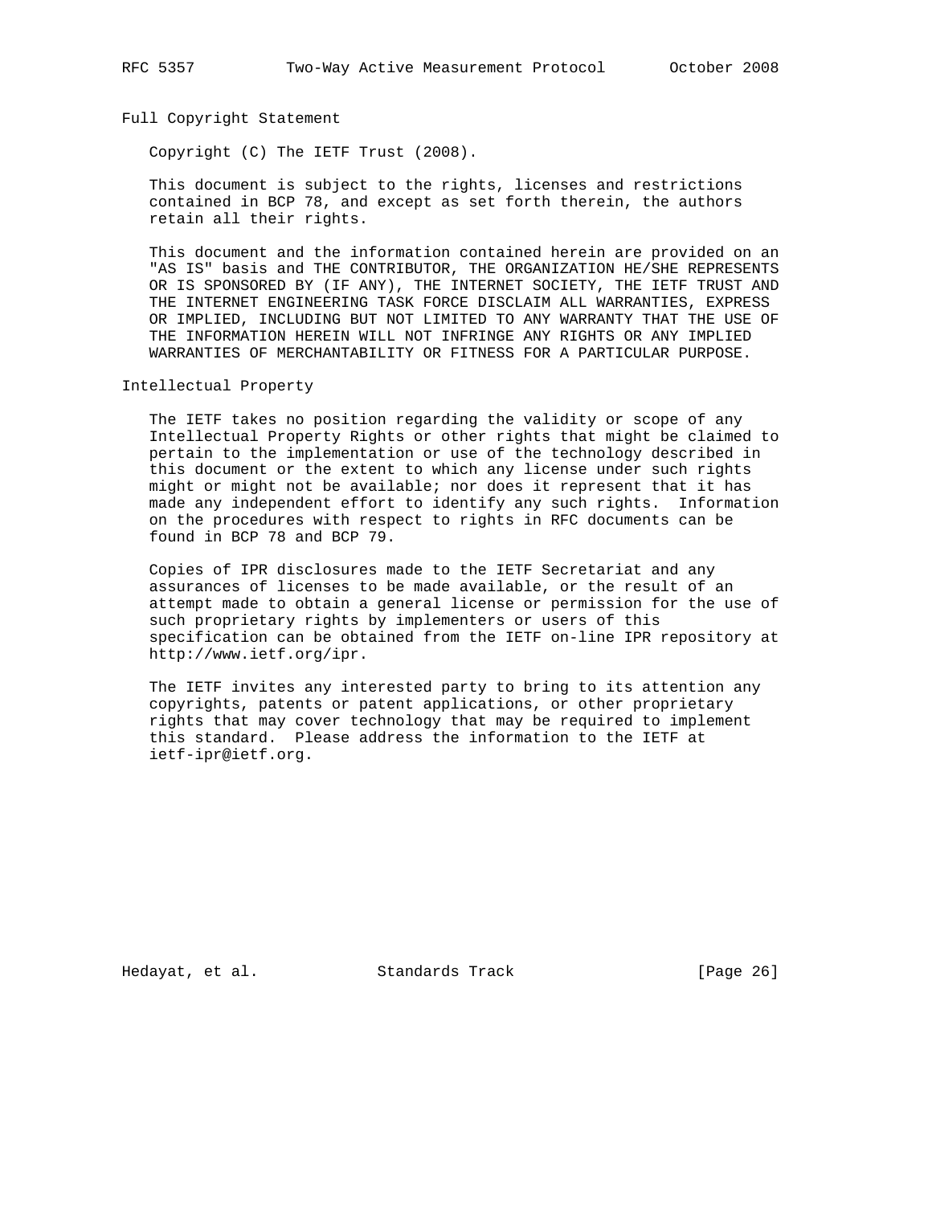## Full Copyright Statement

Copyright (C) The IETF Trust (2008).

This document is subject to the rights, licenses and restrictions contained in BCP 78, and except as set forth therein, the authors retain all their rights.

This document and the information contained herein are provided on an "AS IS" basis and THE CONTRIBUTOR, THE ORGANIZATION HE/SHE REPRESENTS OR IS SPONSORED BY (IF ANY), THE INTERNET SOCIETY, THE IETF TRUST AND THE INTERNET ENGINEERING TASK FORCE DISCLAIM ALL WARRANTIES, EXPRESS OR IMPLIED, INCLUDING BUT NOT LIMITED TO ANY WARRANTY THAT THE USE OF THE INFORMATION HEREIN WILL NOT INFRINGE ANY RIGHTS OR ANY IMPLIED WARRANTIES OF MERCHANTABILITY OR FITNESS FOR A PARTICULAR PURPOSE.

## Intellectual Property

The IETF takes no position regarding the validity or scope of any Intellectual Property Rights or other rights that might be claimed to pertain to the implementation or use of the technology described in this document or the extent to which any license under such rights might or might not be available; nor does it represent that it has made any independent effort to identify any such rights. Information on the procedures with respect to rights in RFC documents can be found in BCP 78 and BCP 79.

Copies of IPR disclosures made to the IETF Secretariat and any assurances of licenses to be made available, or the result of an attempt made to obtain a general license or permission for the use of such proprietary rights by implementers or users of this specification can be obtained from the IETF on-line IPR repository at http://www.ietf.org/ipr.

The IETF invites any interested party to bring to its attention any copyrights, patents or patent applications, or other proprietary rights that may cover technology that may be required to implement this standard. Please address the information to the IETF at ietf-ipr@ietf.org.